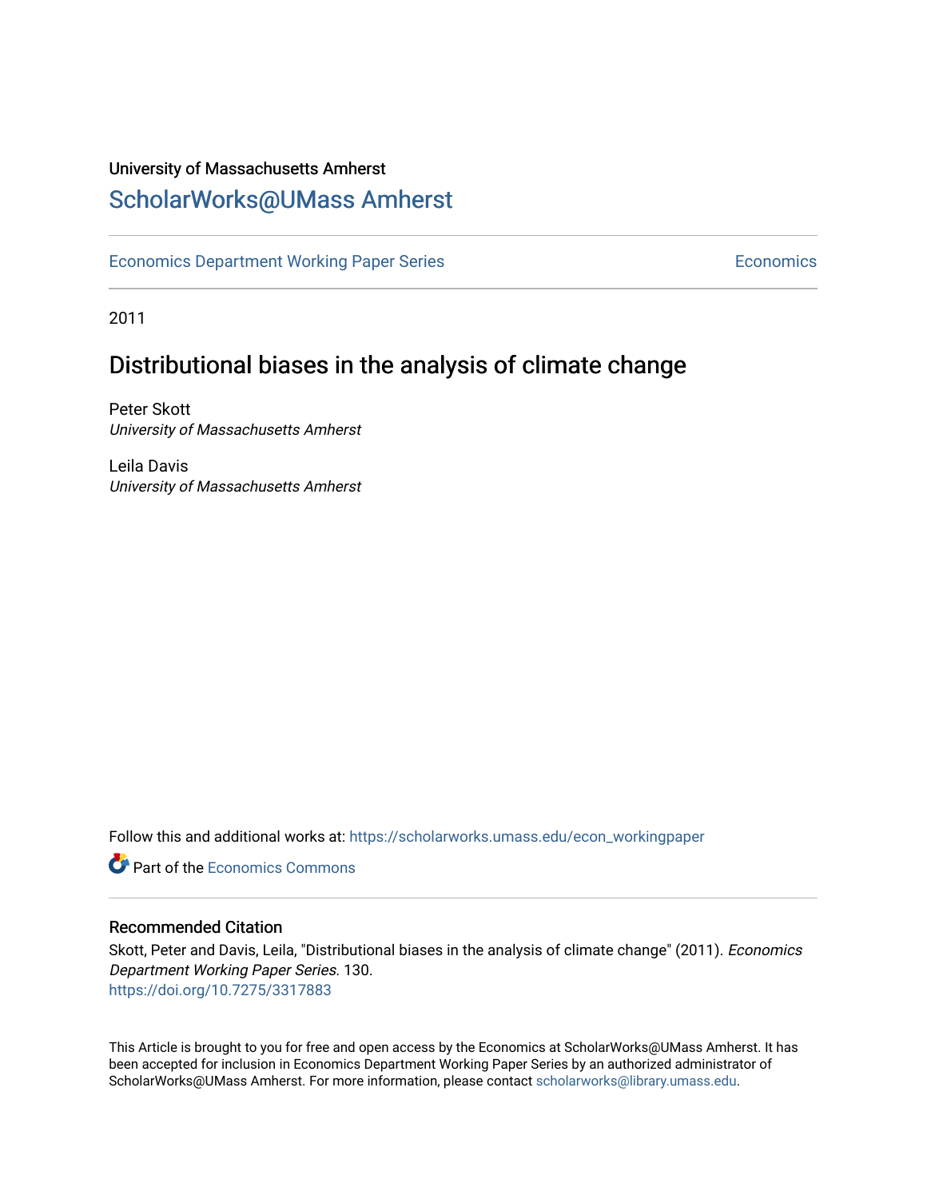University of Massachusetts Amherst

# ScholarWorks@UMass Amherst

Economics Department Working Paper Series | Economics

2011

## Distributional biases in the analysis of climate change

Peter Skott
*University of Massachusetts Amherst*

Leila Davis
*University of Massachusetts Amherst*

Follow this and additional works at: https://scholarworks.umass.edu/econ_workingpaper

Part of the Economics Commons

### Recommended Citation

Skott, Peter and Davis, Leila, "Distributional biases in the analysis of climate change" (2011). *Economics Department Working Paper Series*. 130.
https://doi.org/10.7275/3317883

This Article is brought to you for free and open access by the Economics at ScholarWorks@UMass Amherst. It has been accepted for inclusion in Economics Department Working Paper Series by an authorized administrator of ScholarWorks@UMass Amherst. For more information, please contact scholarworks@library.umass.edu.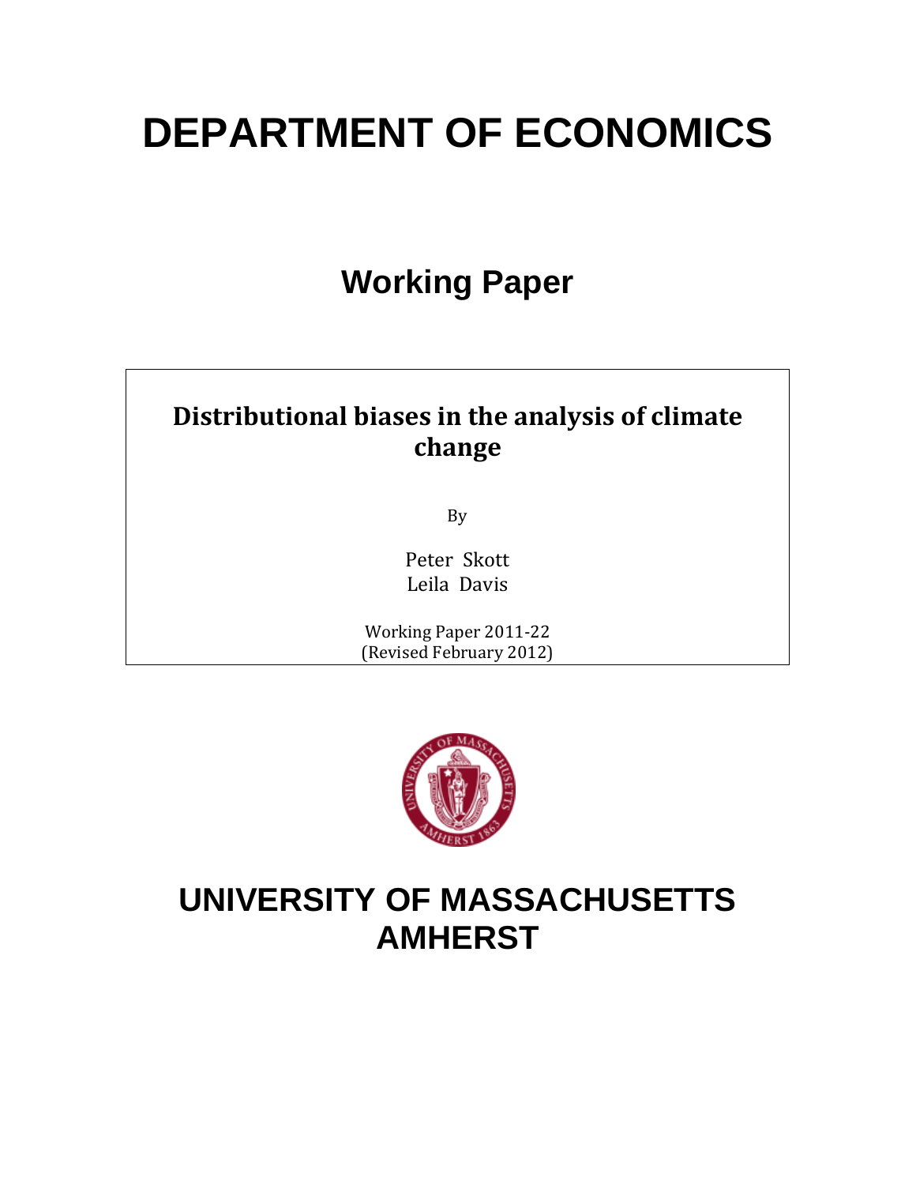# DEPARTMENT OF ECONOMICS

## Working Paper

**Distributional biases in the analysis of climate change**

By

Peter Skott
Leila Davis

Working Paper 2011-22
(Revised February 2012)

# UNIVERSITY OF MASSACHUSETTS AMHERST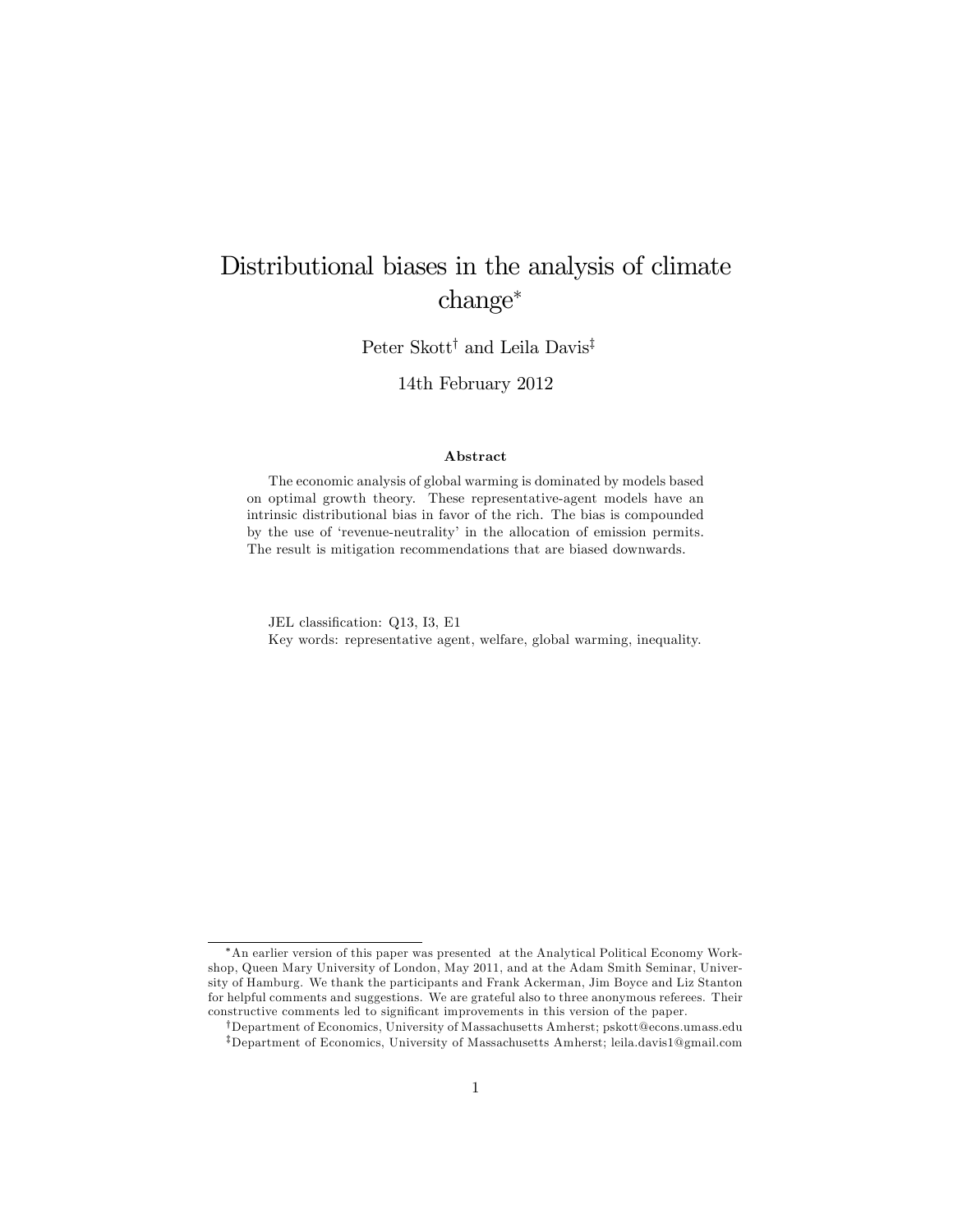# Distributional biases in the analysis of climate change*

Peter Skott† and Leila Davis‡

14th February 2012

### Abstract

The economic analysis of global warming is dominated by models based on optimal growth theory. These representative-agent models have an intrinsic distributional bias in favor of the rich. The bias is compounded by the use of 'revenue-neutrality' in the allocation of emission permits. The result is mitigation recommendations that are biased downwards.

JEL classification: Q13, I3, E1

Key words: representative agent, welfare, global warming, inequality.

---

*An earlier version of this paper was presented at the Analytical Political Economy Workshop, Queen Mary University of London, May 2011, and at the Adam Smith Seminar, University of Hamburg. We thank the participants and Frank Ackerman, Jim Boyce and Liz Stanton for helpful comments and suggestions. We are grateful also to three anonymous referees. Their constructive comments led to significant improvements in this version of the paper.

†Department of Economics, University of Massachusetts Amherst; pskott@econs.umass.edu

‡Department of Economics, University of Massachusetts Amherst; leila.davis1@gmail.com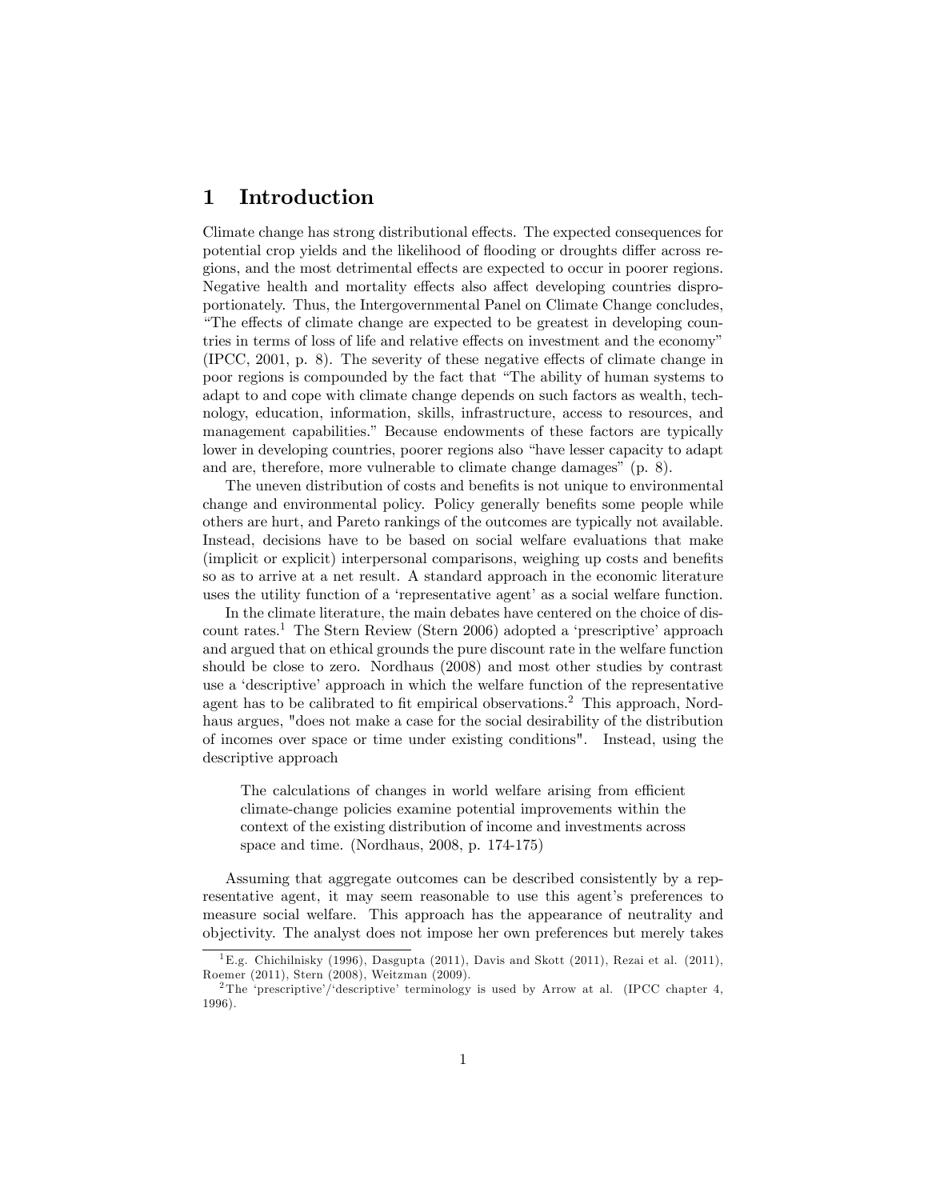# 1 Introduction

Climate change has strong distributional effects. The expected consequences for potential crop yields and the likelihood of flooding or droughts differ across regions, and the most detrimental effects are expected to occur in poorer regions. Negative health and mortality effects also affect developing countries disproportionately. Thus, the Intergovernmental Panel on Climate Change concludes, "The effects of climate change are expected to be greatest in developing countries in terms of loss of life and relative effects on investment and the economy" (IPCC, 2001, p. 8). The severity of these negative effects of climate change in poor regions is compounded by the fact that "The ability of human systems to adapt to and cope with climate change depends on such factors as wealth, technology, education, information, skills, infrastructure, access to resources, and management capabilities." Because endowments of these factors are typically lower in developing countries, poorer regions also "have lesser capacity to adapt and are, therefore, more vulnerable to climate change damages" (p. 8).

The uneven distribution of costs and benefits is not unique to environmental change and environmental policy. Policy generally benefits some people while others are hurt, and Pareto rankings of the outcomes are typically not available. Instead, decisions have to be based on social welfare evaluations that make (implicit or explicit) interpersonal comparisons, weighing up costs and benefits so as to arrive at a net result. A standard approach in the economic literature uses the utility function of a 'representative agent' as a social welfare function.

In the climate literature, the main debates have centered on the choice of discount rates.[1] The Stern Review (Stern 2006) adopted a 'prescriptive' approach and argued that on ethical grounds the pure discount rate in the welfare function should be close to zero. Nordhaus (2008) and most other studies by contrast use a 'descriptive' approach in which the welfare function of the representative agent has to be calibrated to fit empirical observations.[2] This approach, Nordhaus argues, "does not make a case for the social desirability of the distribution of incomes over space or time under existing conditions". Instead, using the descriptive approach

> The calculations of changes in world welfare arising from efficient climate-change policies examine potential improvements within the context of the existing distribution of income and investments across space and time. (Nordhaus, 2008, p. 174-175)

Assuming that aggregate outcomes can be described consistently by a representative agent, it may seem reasonable to use this agent's preferences to measure social welfare. This approach has the appearance of neutrality and objectivity. The analyst does not impose her own preferences but merely takes

---

[1] E.g. Chichilnisky (1996), Dasgupta (2011), Davis and Skott (2011), Rezai et al. (2011), Roemer (2011), Stern (2008), Weitzman (2009).

[2] The 'prescriptive'/'descriptive' terminology is used by Arrow at al. (IPCC chapter 4, 1996).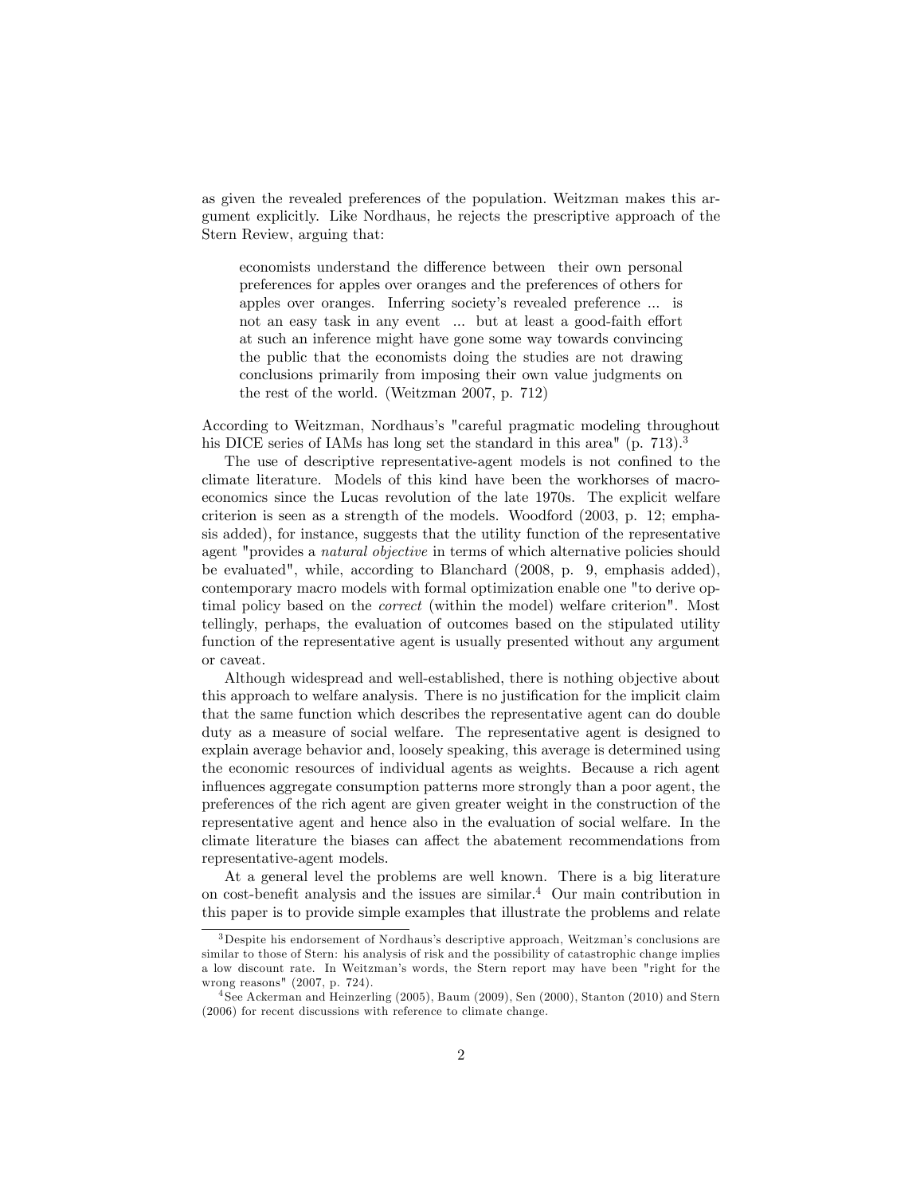as given the revealed preferences of the population. Weitzman makes this argument explicitly. Like Nordhaus, he rejects the prescriptive approach of the Stern Review, arguing that:

> economists understand the difference between their own personal preferences for apples over oranges and the preferences of others for apples over oranges. Inferring society's revealed preference ... is not an easy task in any event ... but at least a good-faith effort at such an inference might have gone some way towards convincing the public that the economists doing the studies are not drawing conclusions primarily from imposing their own value judgments on the rest of the world. (Weitzman 2007, p. 712)

According to Weitzman, Nordhaus's "careful pragmatic modeling throughout his DICE series of IAMs has long set the standard in this area" (p. 713).[3]

The use of descriptive representative-agent models is not confined to the climate literature. Models of this kind have been the workhorses of macroeconomics since the Lucas revolution of the late 1970s. The explicit welfare criterion is seen as a strength of the models. Woodford (2003, p. 12; emphasis added), for instance, suggests that the utility function of the representative agent "provides a *natural objective* in terms of which alternative policies should be evaluated", while, according to Blanchard (2008, p. 9, emphasis added), contemporary macro models with formal optimization enable one "to derive optimal policy based on the *correct* (within the model) welfare criterion". Most tellingly, perhaps, the evaluation of outcomes based on the stipulated utility function of the representative agent is usually presented without any argument or caveat.

Although widespread and well-established, there is nothing objective about this approach to welfare analysis. There is no justification for the implicit claim that the same function which describes the representative agent can do double duty as a measure of social welfare. The representative agent is designed to explain average behavior and, loosely speaking, this average is determined using the economic resources of individual agents as weights. Because a rich agent influences aggregate consumption patterns more strongly than a poor agent, the preferences of the rich agent are given greater weight in the construction of the representative agent and hence also in the evaluation of social welfare. In the climate literature the biases can affect the abatement recommendations from representative-agent models.

At a general level the problems are well known. There is a big literature on cost-benefit analysis and the issues are similar.[4] Our main contribution in this paper is to provide simple examples that illustrate the problems and relate

[3] Despite his endorsement of Nordhaus's descriptive approach, Weitzman's conclusions are similar to those of Stern: his analysis of risk and the possibility of catastrophic change implies a low discount rate. In Weitzman's words, the Stern report may have been "right for the wrong reasons" (2007, p. 724).

[4] See Ackerman and Heinzerling (2005), Baum (2009), Sen (2000), Stanton (2010) and Stern (2006) for recent discussions with reference to climate change.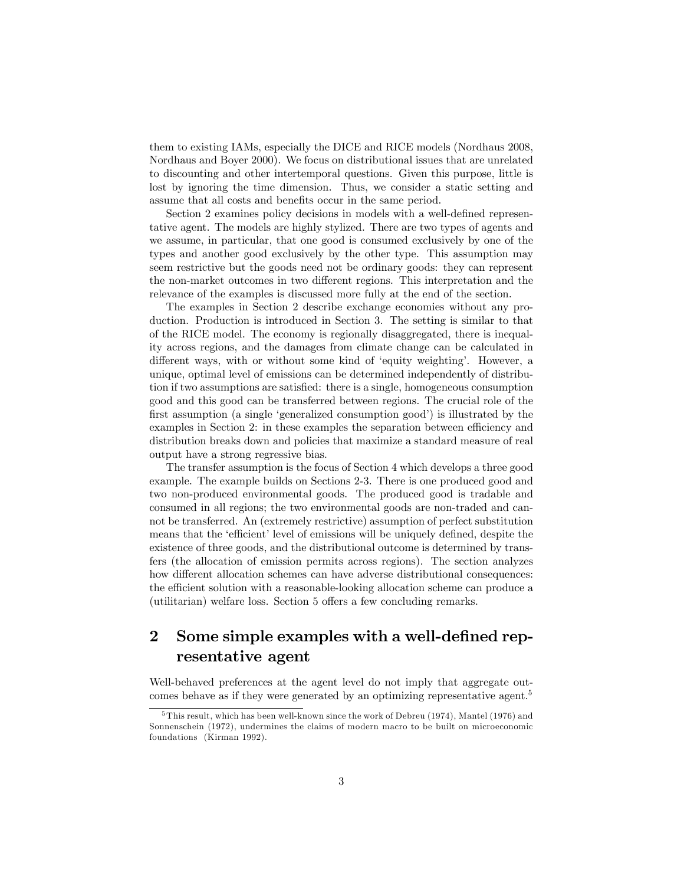them to existing IAMs, especially the DICE and RICE models (Nordhaus 2008, Nordhaus and Boyer 2000). We focus on distributional issues that are unrelated to discounting and other intertemporal questions. Given this purpose, little is lost by ignoring the time dimension. Thus, we consider a static setting and assume that all costs and benefits occur in the same period.

Section 2 examines policy decisions in models with a well-defined representative agent. The models are highly stylized. There are two types of agents and we assume, in particular, that one good is consumed exclusively by one of the types and another good exclusively by the other type. This assumption may seem restrictive but the goods need not be ordinary goods: they can represent the non-market outcomes in two different regions. This interpretation and the relevance of the examples is discussed more fully at the end of the section.

The examples in Section 2 describe exchange economies without any production. Production is introduced in Section 3. The setting is similar to that of the RICE model. The economy is regionally disaggregated, there is inequality across regions, and the damages from climate change can be calculated in different ways, with or without some kind of 'equity weighting'. However, a unique, optimal level of emissions can be determined independently of distribution if two assumptions are satisfied: there is a single, homogeneous consumption good and this good can be transferred between regions. The crucial role of the first assumption (a single 'generalized consumption good') is illustrated by the examples in Section 2: in these examples the separation between efficiency and distribution breaks down and policies that maximize a standard measure of real output have a strong regressive bias.

The transfer assumption is the focus of Section 4 which develops a three good example. The example builds on Sections 2-3. There is one produced good and two non-produced environmental goods. The produced good is tradable and consumed in all regions; the two environmental goods are non-traded and cannot be transferred. An (extremely restrictive) assumption of perfect substitution means that the 'efficient' level of emissions will be uniquely defined, despite the existence of three goods, and the distributional outcome is determined by transfers (the allocation of emission permits across regions). The section analyzes how different allocation schemes can have adverse distributional consequences: the efficient solution with a reasonable-looking allocation scheme can produce a (utilitarian) welfare loss. Section 5 offers a few concluding remarks.

## 2 Some simple examples with a well-defined representative agent

Well-behaved preferences at the agent level do not imply that aggregate outcomes behave as if they were generated by an optimizing representative agent.[5]

[5] This result, which has been well-known since the work of Debreu (1974), Mantel (1976) and Sonnenschein (1972), undermines the claims of modern macro to be built on microeconomic foundations (Kirman 1992).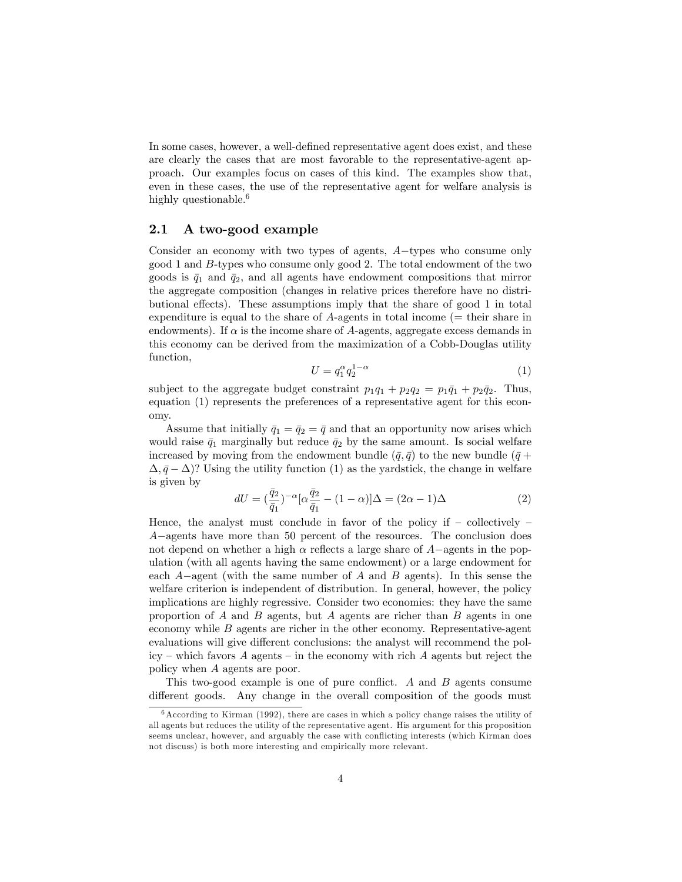In some cases, however, a well-defined representative agent does exist, and these are clearly the cases that are most favorable to the representative-agent approach. Our examples focus on cases of this kind. The examples show that, even in these cases, the use of the representative agent for welfare analysis is highly questionable.[6]

## 2.1 A two-good example

Consider an economy with two types of agents, $A-$types who consume only good 1 and $B$-types who consume only good 2. The total endowment of the two goods is $\bar{q}_1$ and $\bar{q}_2$, and all agents have endowment compositions that mirror the aggregate composition (changes in relative prices therefore have no distributional effects). These assumptions imply that the share of good 1 in total expenditure is equal to the share of $A$-agents in total income (= their share in endowments). If $\alpha$ is the income share of $A$-agents, aggregate excess demands in this economy can be derived from the maximization of a Cobb-Douglas utility function,

$$U = q_1^{\alpha} q_2^{1-\alpha} \tag{1}$$

subject to the aggregate budget constraint $p_1 q_1 + p_2 q_2 = p_1 \bar{q}_1 + p_2 \bar{q}_2$. Thus, equation (1) represents the preferences of a representative agent for this economy.

Assume that initially $\bar{q}_1 = \bar{q}_2 = \bar{q}$ and that an opportunity now arises which would raise $\bar{q}_1$ marginally but reduce $\bar{q}_2$ by the same amount. Is social welfare increased by moving from the endowment bundle $(\bar{q}, \bar{q})$ to the new bundle $(\bar{q} + \Delta, \bar{q} - \Delta)$? Using the utility function (1) as the yardstick, the change in welfare is given by

$$dU = (\frac{\bar{q}_2}{\bar{q}_1})^{-\alpha}[\alpha \frac{\bar{q}_2}{\bar{q}_1} - (1-\alpha)]\Delta = (2\alpha - 1)\Delta \tag{2}$$

Hence, the analyst must conclude in favor of the policy if – collectively – $A-$agents have more than 50 percent of the resources. The conclusion does not depend on whether a high $\alpha$ reflects a large share of $A-$agents in the population (with all agents having the same endowment) or a large endowment for each $A-$agent (with the same number of $A$ and $B$ agents). In this sense the welfare criterion is independent of distribution. In general, however, the policy implications are highly regressive. Consider two economies: they have the same proportion of $A$ and $B$ agents, but $A$ agents are richer than $B$ agents in one economy while $B$ agents are richer in the other economy. Representative-agent evaluations will give different conclusions: the analyst will recommend the policy – which favors $A$ agents – in the economy with rich $A$ agents but reject the policy when $A$ agents are poor.

This two-good example is one of pure conflict. $A$ and $B$ agents consume different goods. Any change in the overall composition of the goods must

[6] According to Kirman (1992), there are cases in which a policy change raises the utility of all agents but reduces the utility of the representative agent. His argument for this proposition seems unclear, however, and arguably the case with conflicting interests (which Kirman does not discuss) is both more interesting and empirically more relevant.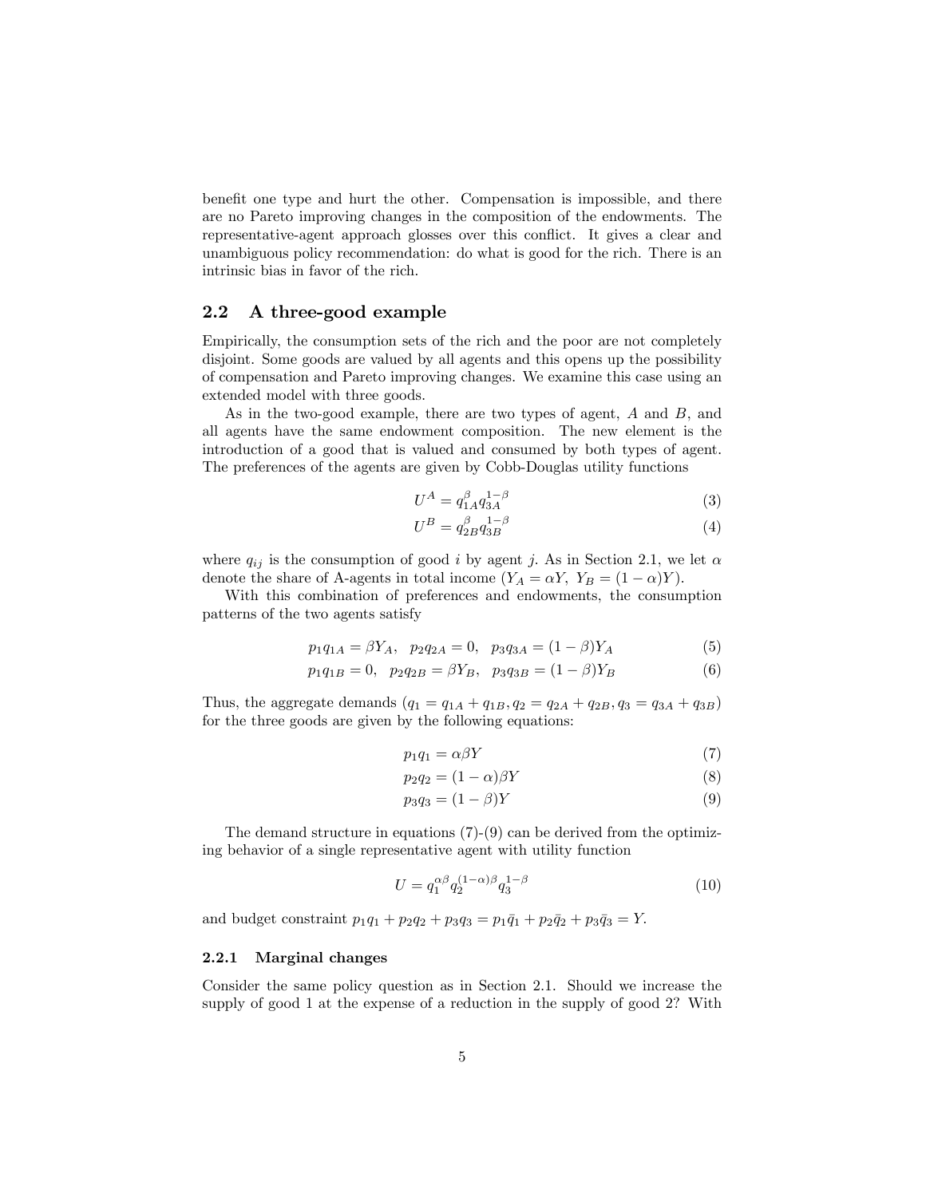benefit one type and hurt the other. Compensation is impossible, and there are no Pareto improving changes in the composition of the endowments. The representative-agent approach glosses over this conflict. It gives a clear and unambiguous policy recommendation: do what is good for the rich. There is an intrinsic bias in favor of the rich.

## 2.2 A three-good example

Empirically, the consumption sets of the rich and the poor are not completely disjoint. Some goods are valued by all agents and this opens up the possibility of compensation and Pareto improving changes. We examine this case using an extended model with three goods.

As in the two-good example, there are two types of agent, $A$ and $B$, and all agents have the same endowment composition. The new element is the introduction of a good that is valued and consumed by both types of agent. The preferences of the agents are given by Cobb-Douglas utility functions

$$U^A = q_{1A}^{\beta} q_{3A}^{1-\beta} \tag{3}$$

$$U^B = q_{2B}^{\beta} q_{3B}^{1-\beta} \tag{4}$$

where $q_{ij}$ is the consumption of good $i$ by agent $j$. As in Section 2.1, we let $\alpha$ denote the share of A-agents in total income ($Y_A = \alpha Y,\ Y_B = (1-\alpha)Y$).

With this combination of preferences and endowments, the consumption patterns of the two agents satisfy

$$p_1 q_{1A} = \beta Y_A, \quad p_2 q_{2A} = 0, \quad p_3 q_{3A} = (1-\beta) Y_A \tag{5}$$

$$p_1 q_{1B} = 0, \quad p_2 q_{2B} = \beta Y_B, \quad p_3 q_{3B} = (1-\beta) Y_B \tag{6}$$

Thus, the aggregate demands ($q_1 = q_{1A} + q_{1B}, q_2 = q_{2A} + q_{2B}, q_3 = q_{3A} + q_{3B}$) for the three goods are given by the following equations:

$$p_1 q_1 = \alpha \beta Y \tag{7}$$

$$p_2 q_2 = (1-\alpha) \beta Y \tag{8}$$

$$p_3 q_3 = (1-\beta) Y \tag{9}$$

The demand structure in equations (7)-(9) can be derived from the optimizing behavior of a single representative agent with utility function

$$U = q_1^{\alpha\beta} q_2^{(1-\alpha)\beta} q_3^{1-\beta} \tag{10}$$

and budget constraint $p_1 q_1 + p_2 q_2 + p_3 q_3 = p_1 \bar{q}_1 + p_2 \bar{q}_2 + p_3 \bar{q}_3 = Y$.

### 2.2.1 Marginal changes

Consider the same policy question as in Section 2.1. Should we increase the supply of good 1 at the expense of a reduction in the supply of good 2? With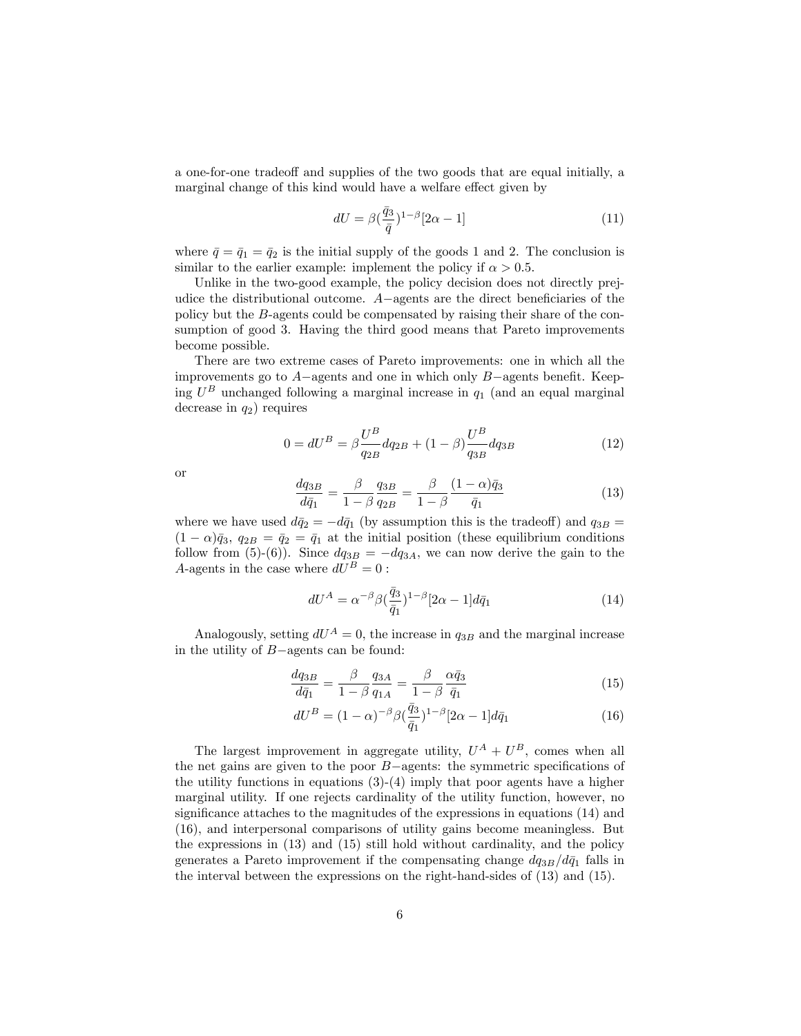a one-for-one tradeoff and supplies of the two goods that are equal initially, a marginal change of this kind would have a welfare effect given by

$$dU = \beta(\frac{\bar{q}_3}{\bar{q}})^{1-\beta}[2\alpha - 1] \tag{11}$$

where $\bar{q} = \bar{q}_1 = \bar{q}_2$ is the initial supply of the goods 1 and 2. The conclusion is similar to the earlier example: implement the policy if $\alpha > 0.5$.

Unlike in the two-good example, the policy decision does not directly prejudice the distributional outcome. $A-$agents are the direct beneficiaries of the policy but the $B$-agents could be compensated by raising their share of the consumption of good 3. Having the third good means that Pareto improvements become possible.

There are two extreme cases of Pareto improvements: one in which all the improvements go to $A-$agents and one in which only $B-$agents benefit. Keeping $U^B$ unchanged following a marginal increase in $q_1$ (and an equal marginal decrease in $q_2$) requires

$$0 = dU^B = \beta\frac{U^B}{q_{2B}}dq_{2B} + (1-\beta)\frac{U^B}{q_{3B}}dq_{3B} \tag{12}$$

or

$$\frac{dq_{3B}}{d\bar{q}_1} = \frac{\beta}{1-\beta}\frac{q_{3B}}{q_{2B}} = \frac{\beta}{1-\beta}\frac{(1-\alpha)\bar{q}_3}{\bar{q}_1} \tag{13}$$

where we have used $d\bar{q}_2 = -d\bar{q}_1$ (by assumption this is the tradeoff) and $q_{3B} = (1-\alpha)\bar{q}_3$, $q_{2B} = \bar{q}_2 = \bar{q}_1$ at the initial position (these equilibrium conditions follow from (5)-(6)). Since $dq_{3B} = -dq_{3A}$, we can now derive the gain to the $A$-agents in the case where $dU^B = 0$ :

$$dU^A = \alpha^{-\beta}\beta(\frac{\bar{q}_3}{\bar{q}_1})^{1-\beta}[2\alpha - 1]d\bar{q}_1 \tag{14}$$

Analogously, setting $dU^A = 0$, the increase in $q_{3B}$ and the marginal increase in the utility of $B-$agents can be found:

$$\frac{dq_{3B}}{d\bar{q}_1} = \frac{\beta}{1-\beta}\frac{q_{3A}}{q_{1A}} = \frac{\beta}{1-\beta}\frac{\alpha\bar{q}_3}{\bar{q}_1} \tag{15}$$

$$dU^B = (1-\alpha)^{-\beta}\beta(\frac{\bar{q}_3}{\bar{q}_1})^{1-\beta}[2\alpha - 1]d\bar{q}_1 \tag{16}$$

The largest improvement in aggregate utility, $U^A + U^B$, comes when all the net gains are given to the poor $B-$agents: the symmetric specifications of the utility functions in equations (3)-(4) imply that poor agents have a higher marginal utility. If one rejects cardinality of the utility function, however, no significance attaches to the magnitudes of the expressions in equations (14) and (16), and interpersonal comparisons of utility gains become meaningless. But the expressions in (13) and (15) still hold without cardinality, and the policy generates a Pareto improvement if the compensating change $dq_{3B}/d\bar{q}_1$ falls in the interval between the expressions on the right-hand-sides of (13) and (15).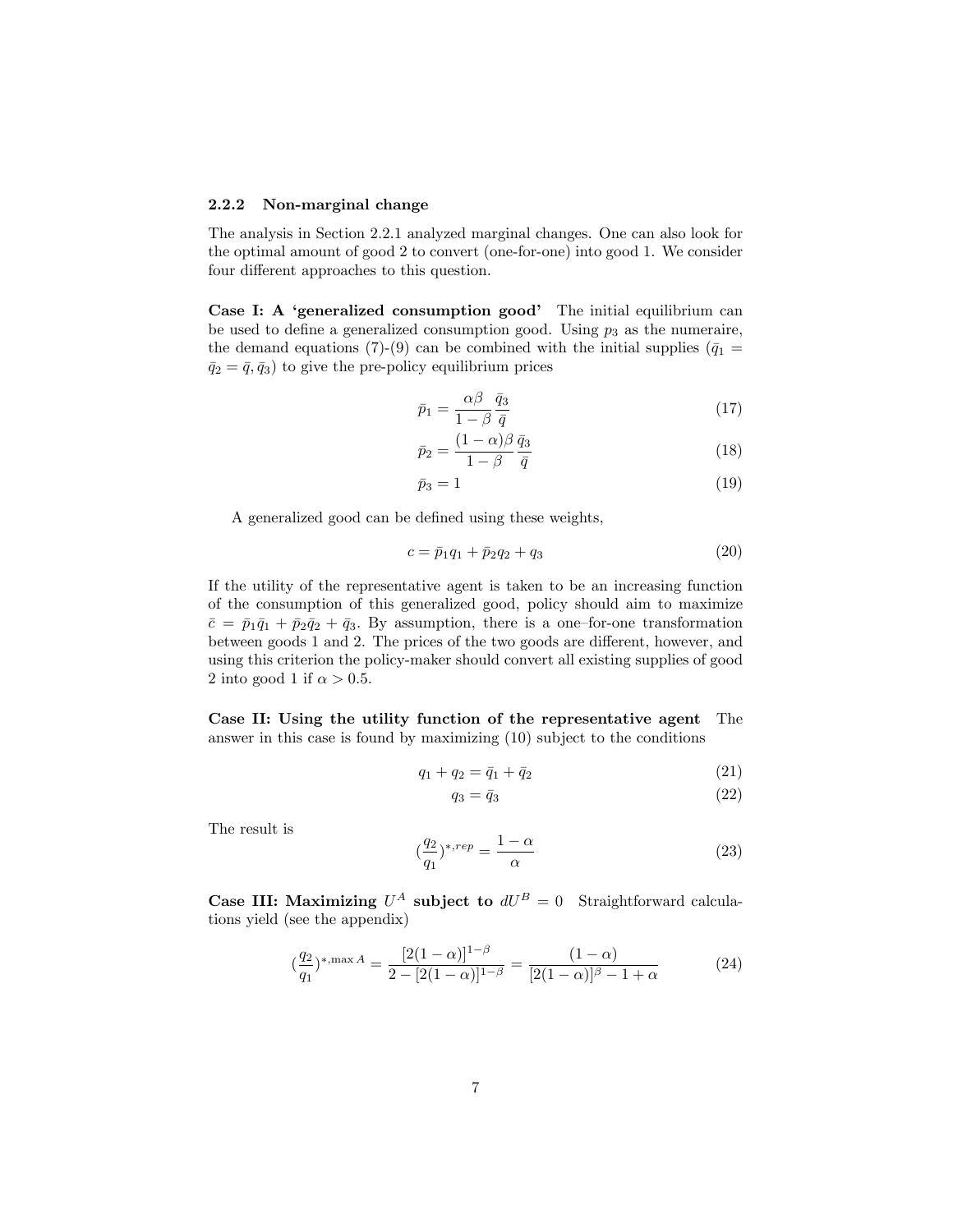### 2.2.2 Non-marginal change

The analysis in Section 2.2.1 analyzed marginal changes. One can also look for the optimal amount of good 2 to convert (one-for-one) into good 1. We consider four different approaches to this question.

**Case I: A 'generalized consumption good'** The initial equilibrium can be used to define a generalized consumption good. Using $p_3$ as the numeraire, the demand equations (7)-(9) can be combined with the initial supplies ($\bar{q}_1 = \bar{q}_2 = \bar{q}, \bar{q}_3$) to give the pre-policy equilibrium prices

$$\bar{p}_1 = \frac{\alpha\beta}{1-\beta}\frac{\bar{q}_3}{\bar{q}} \tag{17}$$

$$\bar{p}_2 = \frac{(1-\alpha)\beta}{1-\beta}\frac{\bar{q}_3}{\bar{q}} \tag{18}$$

$$\bar{p}_3 = 1 \tag{19}$$

A generalized good can be defined using these weights,

$$c = \bar{p}_1 q_1 + \bar{p}_2 q_2 + q_3 \tag{20}$$

If the utility of the representative agent is taken to be an increasing function of the consumption of this generalized good, policy should aim to maximize $\bar{c} = \bar{p}_1\bar{q}_1 + \bar{p}_2\bar{q}_2 + \bar{q}_3$. By assumption, there is a one–for-one transformation between goods 1 and 2. The prices of the two goods are different, however, and using this criterion the policy-maker should convert all existing supplies of good 2 into good 1 if $\alpha > 0.5$.

**Case II: Using the utility function of the representative agent** The answer in this case is found by maximizing (10) subject to the conditions

$$q_1 + q_2 = \bar{q}_1 + \bar{q}_2 \tag{21}$$

$$q_3 = \bar{q}_3 \tag{22}$$

The result is

$$\left(\frac{q_2}{q_1}\right)^{*,rep} = \frac{1-\alpha}{\alpha} \tag{23}$$

**Case III: Maximizing $U^A$ subject to $dU^B = 0$** Straightforward calculations yield (see the appendix)

$$\left(\frac{q_2}{q_1}\right)^{*,\max A} = \frac{[2(1-\alpha)]^{1-\beta}}{2-[2(1-\alpha)]^{1-\beta}} = \frac{(1-\alpha)}{[2(1-\alpha)]^{\beta} - 1 + \alpha} \tag{24}$$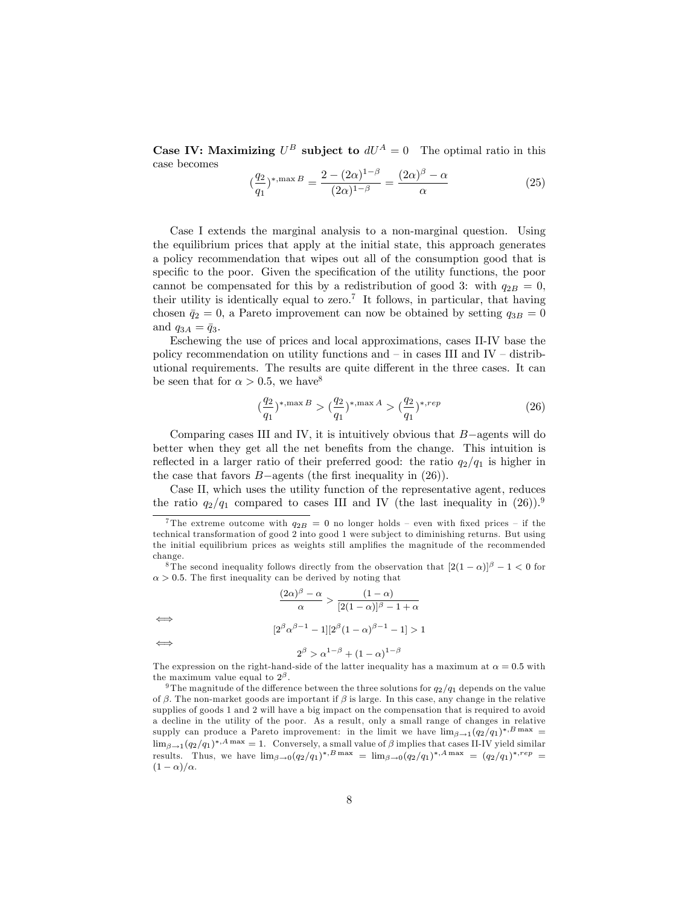**Case IV: Maximizing $U^B$ subject to $dU^A = 0$** The optimal ratio in this case becomes

$$(\frac{q_2}{q_1})^{*,\max B} = \frac{2-(2\alpha)^{1-\beta}}{(2\alpha)^{1-\beta}} = \frac{(2\alpha)^{\beta}-\alpha}{\alpha} \tag{25}$$

Case I extends the marginal analysis to a non-marginal question. Using the equilibrium prices that apply at the initial state, this approach generates a policy recommendation that wipes out all of the consumption good that is specific to the poor. Given the specification of the utility functions, the poor cannot be compensated for this by a redistribution of good 3: with $q_{2B} = 0$, their utility is identically equal to zero.[7] It follows, in particular, that having chosen $\bar{q}_2 = 0$, a Pareto improvement can now be obtained by setting $q_{3B} = 0$ and $q_{3A} = \bar{q}_3$.

Eschewing the use of prices and local approximations, cases II-IV base the policy recommendation on utility functions and – in cases III and IV – distributional requirements. The results are quite different in the three cases. It can be seen that for $\alpha > 0.5$, we have[8]

$$(\frac{q_2}{q_1})^{*,\max B} > (\frac{q_2}{q_1})^{*,\max A} > (\frac{q_2}{q_1})^{*,rep} \tag{26}$$

Comparing cases III and IV, it is intuitively obvious that $B-$agents will do better when they get all the net benefits from the change. This intuition is reflected in a larger ratio of their preferred good: the ratio $q_2/q_1$ is higher in the case that favors $B-$agents (the first inequality in (26)).

Case II, which uses the utility function of the representative agent, reduces the ratio $q_2/q_1$ compared to cases III and IV (the last inequality in (26)).[9]

---

[7] The extreme outcome with $q_{2B} = 0$ no longer holds – even with fixed prices – if the technical transformation of good 2 into good 1 were subject to diminishing returns. But using the initial equilibrium prices as weights still amplifies the magnitude of the recommended change.

[8] The second inequality follows directly from the observation that $[2(1-\alpha)]^{\beta} - 1 < 0$ for $\alpha > 0.5$. The first inequality can be derived by noting that

$$\frac{(2\alpha)^{\beta}-\alpha}{\alpha} > \frac{(1-\alpha)}{[2(1-\alpha)]^{\beta}-1+\alpha}$$

$$\iff \quad [2^{\beta}\alpha^{\beta-1}-1][2^{\beta}(1-\alpha)^{\beta-1}-1] > 1$$

$$\iff \quad 2^{\beta} > \alpha^{1-\beta} + (1-\alpha)^{1-\beta}$$

The expression on the right-hand-side of the latter inequality has a maximum at $\alpha = 0.5$ with the maximum value equal to $2^{\beta}$.

[9] The magnitude of the difference between the three solutions for $q_2/q_1$ depends on the value of $\beta$. The non-market goods are important if $\beta$ is large. In this case, any change in the relative supplies of goods 1 and 2 will have a big impact on the compensation that is required to avoid a decline in the utility of the poor. As a result, only a small range of changes in relative supply can produce a Pareto improvement: in the limit we have $\lim_{\beta\to 1}(q_2/q_1)^{*,B\max} = \lim_{\beta\to 1}(q_2/q_1)^{*,A\max} = 1$. Conversely, a small value of $\beta$ implies that cases II-IV yield similar results. Thus, we have $\lim_{\beta\to 0}(q_2/q_1)^{*,B\max} = \lim_{\beta\to 0}(q_2/q_1)^{*,A\max} = (q_2/q_1)^{*,rep} = (1-\alpha)/\alpha$.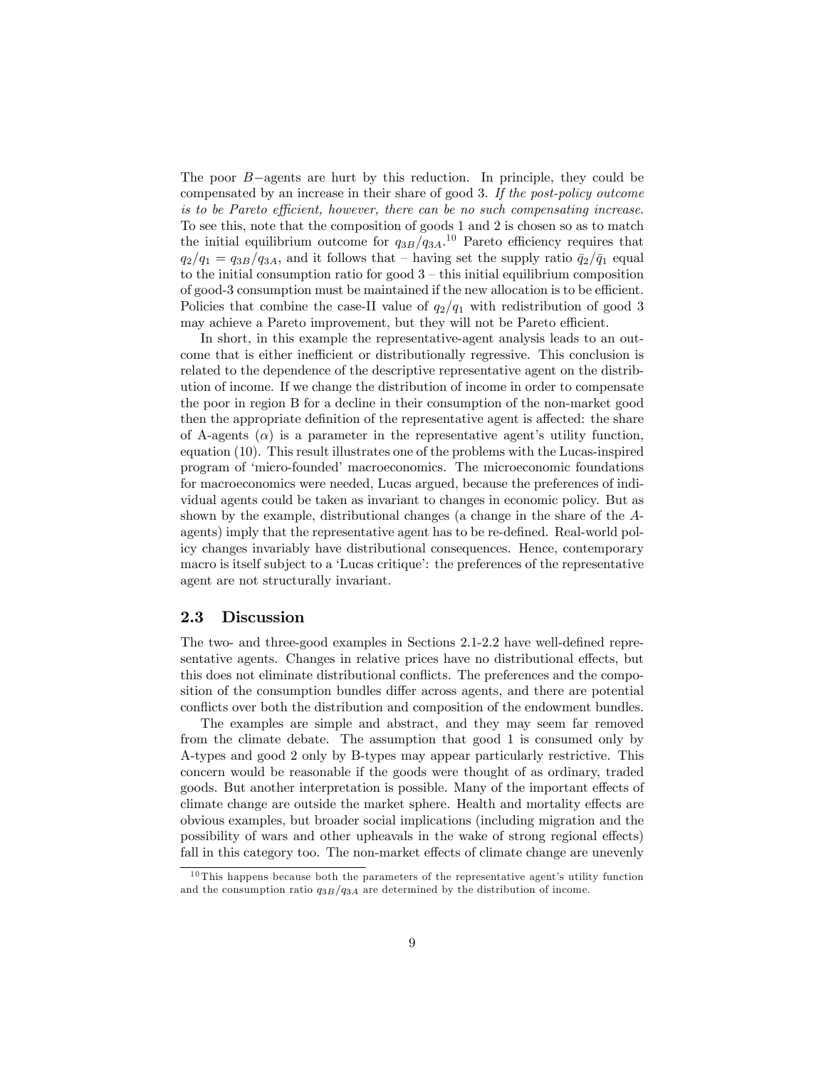The poor $B-$agents are hurt by this reduction. In principle, they could be compensated by an increase in their share of good 3. *If the post-policy outcome is to be Pareto efficient, however, there can be no such compensating increase.* To see this, note that the composition of goods 1 and 2 is chosen so as to match the initial equilibrium outcome for $q_{3B}/q_{3A}$.[10] Pareto efficiency requires that $q_2/q_1 = q_{3B}/q_{3A}$, and it follows that – having set the supply ratio $\bar{q}_2/\bar{q}_1$ equal to the initial consumption ratio for good 3 – this initial equilibrium composition of good-3 consumption must be maintained if the new allocation is to be efficient. Policies that combine the case-II value of $q_2/q_1$ with redistribution of good 3 may achieve a Pareto improvement, but they will not be Pareto efficient.

In short, in this example the representative-agent analysis leads to an outcome that is either inefficient or distributionally regressive. This conclusion is related to the dependence of the descriptive representative agent on the distribution of income. If we change the distribution of income in order to compensate the poor in region B for a decline in their consumption of the non-market good then the appropriate definition of the representative agent is affected: the share of A-agents ($\alpha$) is a parameter in the representative agent's utility function, equation (10). This result illustrates one of the problems with the Lucas-inspired program of 'micro-founded' macroeconomics. The microeconomic foundations for macroeconomics were needed, Lucas argued, because the preferences of individual agents could be taken as invariant to changes in economic policy. But as shown by the example, distributional changes (a change in the share of the $A$-agents) imply that the representative agent has to be re-defined. Real-world policy changes invariably have distributional consequences. Hence, contemporary macro is itself subject to a 'Lucas critique': the preferences of the representative agent are not structurally invariant.

### 2.3 Discussion

The two- and three-good examples in Sections 2.1-2.2 have well-defined representative agents. Changes in relative prices have no distributional effects, but this does not eliminate distributional conflicts. The preferences and the composition of the consumption bundles differ across agents, and there are potential conflicts over both the distribution and composition of the endowment bundles.

The examples are simple and abstract, and they may seem far removed from the climate debate. The assumption that good 1 is consumed only by A-types and good 2 only by B-types may appear particularly restrictive. This concern would be reasonable if the goods were thought of as ordinary, traded goods. But another interpretation is possible. Many of the important effects of climate change are outside the market sphere. Health and mortality effects are obvious examples, but broader social implications (including migration and the possibility of wars and other upheavals in the wake of strong regional effects) fall in this category too. The non-market effects of climate change are unevenly

[10] This happens because both the parameters of the representative agent's utility function and the consumption ratio $q_{3B}/q_{3A}$ are determined by the distribution of income.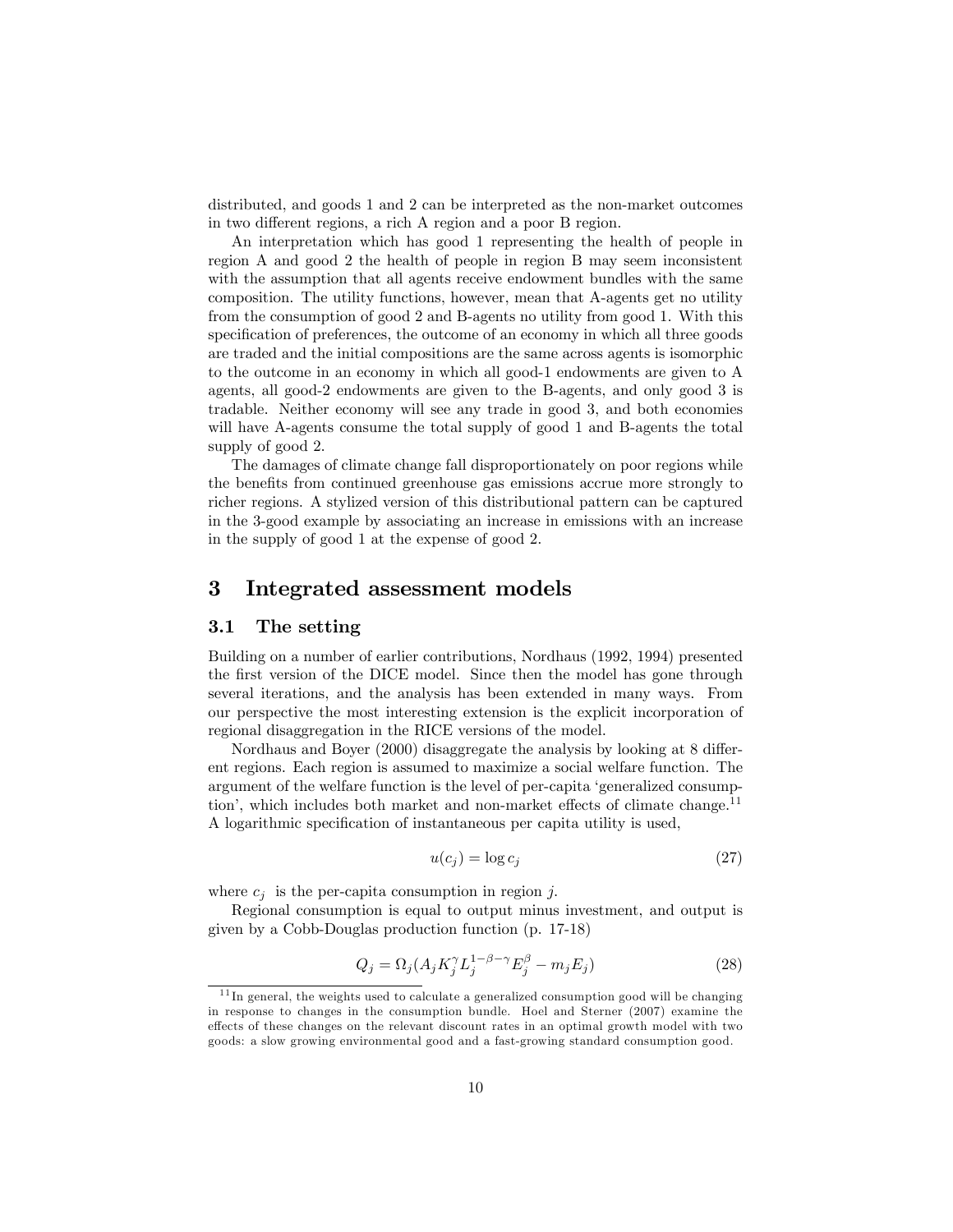distributed, and goods 1 and 2 can be interpreted as the non-market outcomes in two different regions, a rich A region and a poor B region.

An interpretation which has good 1 representing the health of people in region A and good 2 the health of people in region B may seem inconsistent with the assumption that all agents receive endowment bundles with the same composition. The utility functions, however, mean that A-agents get no utility from the consumption of good 2 and B-agents no utility from good 1. With this specification of preferences, the outcome of an economy in which all three goods are traded and the initial compositions are the same across agents is isomorphic to the outcome in an economy in which all good-1 endowments are given to A agents, all good-2 endowments are given to the B-agents, and only good 3 is tradable. Neither economy will see any trade in good 3, and both economies will have A-agents consume the total supply of good 1 and B-agents the total supply of good 2.

The damages of climate change fall disproportionately on poor regions while the benefits from continued greenhouse gas emissions accrue more strongly to richer regions. A stylized version of this distributional pattern can be captured in the 3-good example by associating an increase in emissions with an increase in the supply of good 1 at the expense of good 2.

# 3 Integrated assessment models

## 3.1 The setting

Building on a number of earlier contributions, Nordhaus (1992, 1994) presented the first version of the DICE model. Since then the model has gone through several iterations, and the analysis has been extended in many ways. From our perspective the most interesting extension is the explicit incorporation of regional disaggregation in the RICE versions of the model.

Nordhaus and Boyer (2000) disaggregate the analysis by looking at 8 different regions. Each region is assumed to maximize a social welfare function. The argument of the welfare function is the level of per-capita 'generalized consumption', which includes both market and non-market effects of climate change.[11] A logarithmic specification of instantaneous per capita utility is used,

$$u(c_j) = \log c_j \tag{27}$$

where $c_j$ is the per-capita consumption in region $j$.

Regional consumption is equal to output minus investment, and output is given by a Cobb-Douglas production function (p. 17-18)

$$Q_j = \Omega_j (A_j K_j^{\gamma} L_j^{1-\beta-\gamma} E_j^{\beta} - m_j E_j) \tag{28}$$

[11] In general, the weights used to calculate a generalized consumption good will be changing in response to changes in the consumption bundle. Hoel and Sterner (2007) examine the effects of these changes on the relevant discount rates in an optimal growth model with two goods: a slow growing environmental good and a fast-growing standard consumption good.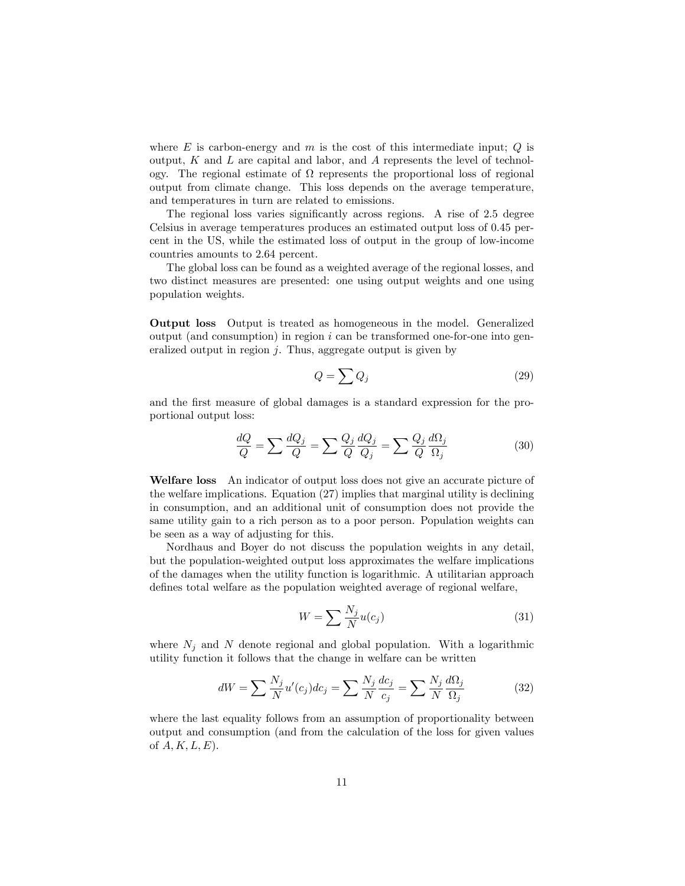where $E$ is carbon-energy and $m$ is the cost of this intermediate input; $Q$ is output, $K$ and $L$ are capital and labor, and $A$ represents the level of technology. The regional estimate of $\Omega$ represents the proportional loss of regional output from climate change. This loss depends on the average temperature, and temperatures in turn are related to emissions.

The regional loss varies significantly across regions. A rise of 2.5 degree Celsius in average temperatures produces an estimated output loss of 0.45 percent in the US, while the estimated loss of output in the group of low-income countries amounts to 2.64 percent.

The global loss can be found as a weighted average of the regional losses, and two distinct measures are presented: one using output weights and one using population weights.

**Output loss** Output is treated as homogeneous in the model. Generalized output (and consumption) in region $i$ can be transformed one-for-one into generalized output in region $j$. Thus, aggregate output is given by

$$Q = \sum Q_j \tag{29}$$

and the first measure of global damages is a standard expression for the proportional output loss:

$$\frac{dQ}{Q} = \sum \frac{dQ_j}{Q} = \sum \frac{Q_j}{Q}\frac{dQ_j}{Q_j} = \sum \frac{Q_j}{Q}\frac{d\Omega_j}{\Omega_j} \tag{30}$$

**Welfare loss** An indicator of output loss does not give an accurate picture of the welfare implications. Equation (27) implies that marginal utility is declining in consumption, and an additional unit of consumption does not provide the same utility gain to a rich person as to a poor person. Population weights can be seen as a way of adjusting for this.

Nordhaus and Boyer do not discuss the population weights in any detail, but the population-weighted output loss approximates the welfare implications of the damages when the utility function is logarithmic. A utilitarian approach defines total welfare as the population weighted average of regional welfare,

$$W = \sum \frac{N_j}{N} u(c_j) \tag{31}$$

where $N_j$ and $N$ denote regional and global population. With a logarithmic utility function it follows that the change in welfare can be written

$$dW = \sum \frac{N_j}{N} u'(c_j) dc_j = \sum \frac{N_j}{N}\frac{dc_j}{c_j} = \sum \frac{N_j}{N}\frac{d\Omega_j}{\Omega_j} \tag{32}$$

where the last equality follows from an assumption of proportionality between output and consumption (and from the calculation of the loss for given values of $A, K, L, E$).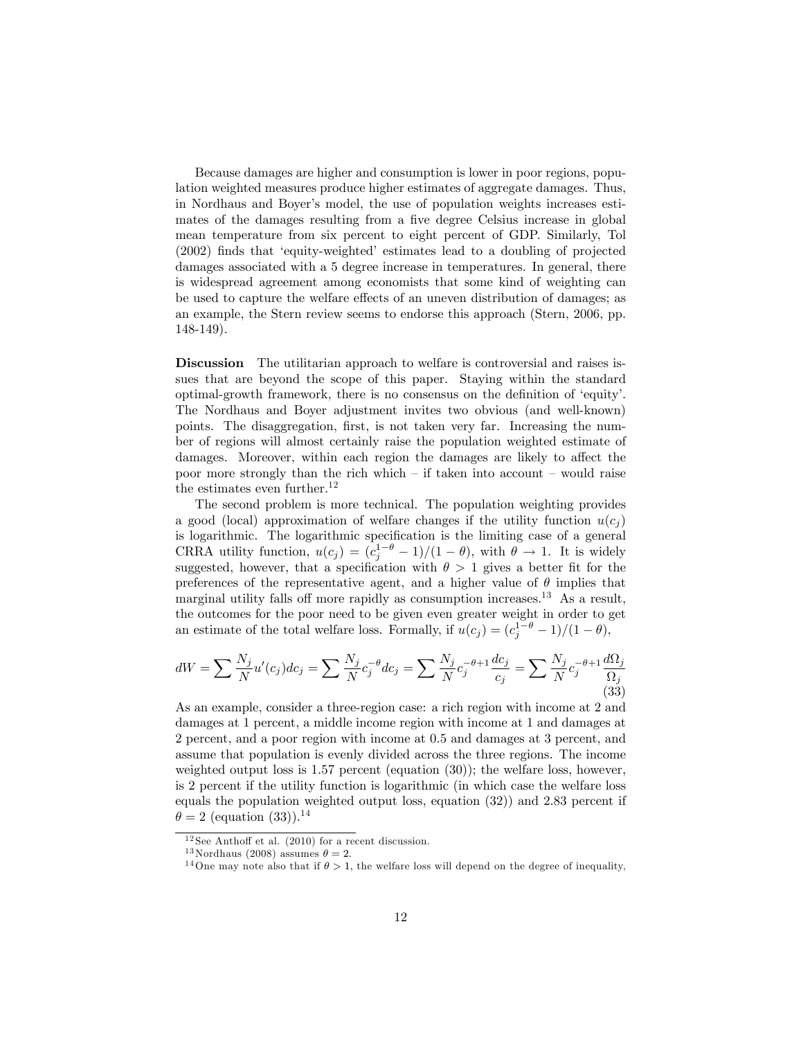Because damages are higher and consumption is lower in poor regions, population weighted measures produce higher estimates of aggregate damages. Thus, in Nordhaus and Boyer's model, the use of population weights increases estimates of the damages resulting from a five degree Celsius increase in global mean temperature from six percent to eight percent of GDP. Similarly, Tol (2002) finds that 'equity-weighted' estimates lead to a doubling of projected damages associated with a 5 degree increase in temperatures. In general, there is widespread agreement among economists that some kind of weighting can be used to capture the welfare effects of an uneven distribution of damages; as an example, the Stern review seems to endorse this approach (Stern, 2006, pp. 148-149).

**Discussion** The utilitarian approach to welfare is controversial and raises issues that are beyond the scope of this paper. Staying within the standard optimal-growth framework, there is no consensus on the definition of 'equity'. The Nordhaus and Boyer adjustment invites two obvious (and well-known) points. The disaggregation, first, is not taken very far. Increasing the number of regions will almost certainly raise the population weighted estimate of damages. Moreover, within each region the damages are likely to affect the poor more strongly than the rich which – if taken into account – would raise the estimates even further.[12]

The second problem is more technical. The population weighting provides a good (local) approximation of welfare changes if the utility function $u(c_j)$ is logarithmic. The logarithmic specification is the limiting case of a general CRRA utility function, $u(c_j) = (c_j^{1-\theta} - 1)/(1-\theta)$, with $\theta \to 1$. It is widely suggested, however, that a specification with $\theta > 1$ gives a better fit for the preferences of the representative agent, and a higher value of $\theta$ implies that marginal utility falls off more rapidly as consumption increases.[13] As a result, the outcomes for the poor need to be given even greater weight in order to get an estimate of the total welfare loss. Formally, if $u(c_j) = (c_j^{1-\theta} - 1)/(1-\theta)$,

$$dW = \sum \frac{N_j}{N} u'(c_j) dc_j = \sum \frac{N_j}{N} c_j^{-\theta} dc_j = \sum \frac{N_j}{N} c_j^{-\theta+1} \frac{dc_j}{c_j} = \sum \frac{N_j}{N} c_j^{-\theta+1} \frac{d\Omega_j}{\Omega_j} \tag{33}$$

As an example, consider a three-region case: a rich region with income at 2 and damages at 1 percent, a middle income region with income at 1 and damages at 2 percent, and a poor region with income at 0.5 and damages at 3 percent, and assume that population is evenly divided across the three regions. The income weighted output loss is 1.57 percent (equation (30)); the welfare loss, however, is 2 percent if the utility function is logarithmic (in which case the welfare loss equals the population weighted output loss, equation (32)) and 2.83 percent if $\theta = 2$ (equation (33)).[14]

---

[12] See Anthoff et al. (2010) for a recent discussion.

[13] Nordhaus (2008) assumes $\theta = 2$.

[14] One may note also that if $\theta > 1$, the welfare loss will depend on the degree of inequality,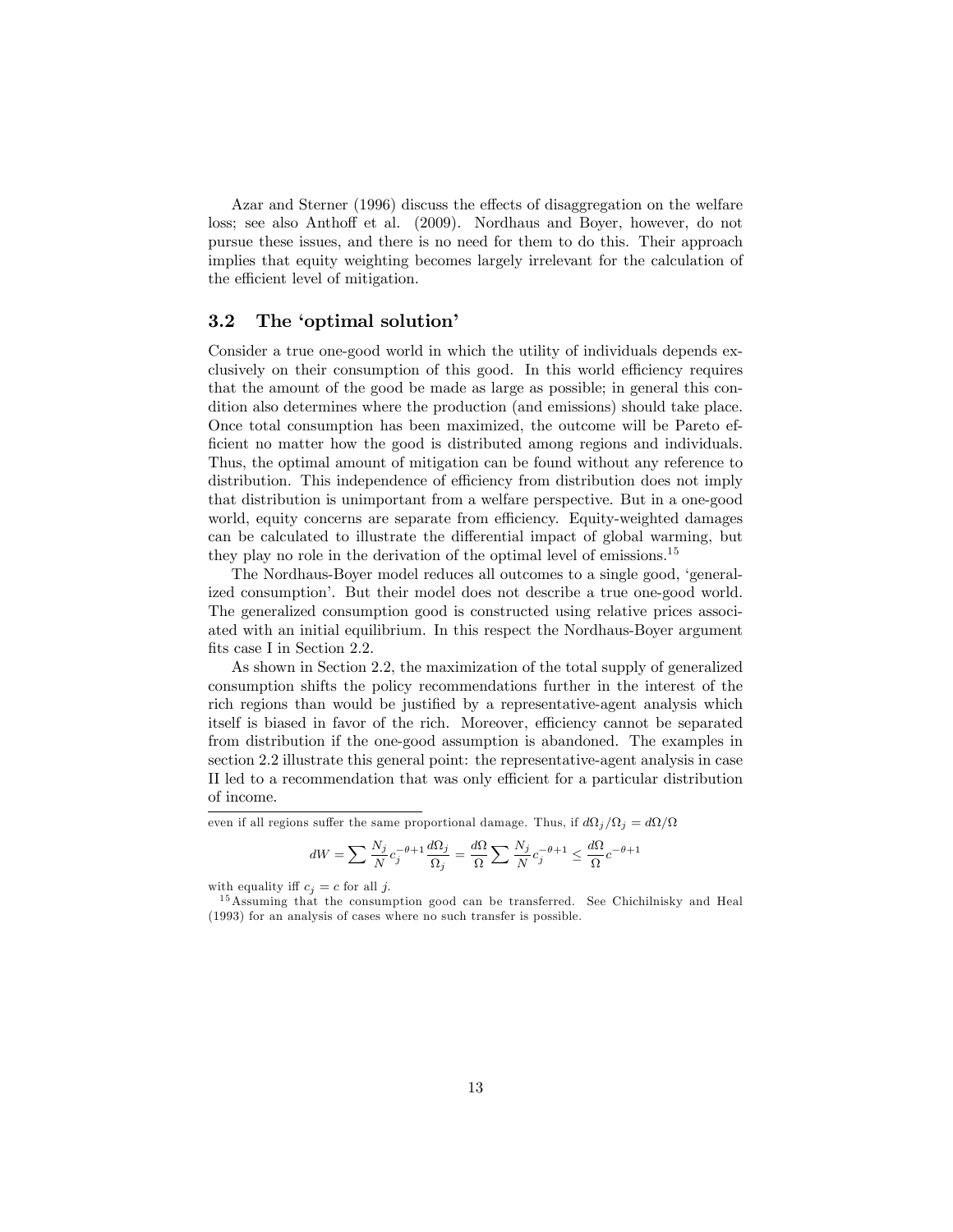Azar and Sterner (1996) discuss the effects of disaggregation on the welfare loss; see also Anthoff et al. (2009). Nordhaus and Boyer, however, do not pursue these issues, and there is no need for them to do this. Their approach implies that equity weighting becomes largely irrelevant for the calculation of the efficient level of mitigation.

### 3.2 The 'optimal solution'

Consider a true one-good world in which the utility of individuals depends exclusively on their consumption of this good. In this world efficiency requires that the amount of the good be made as large as possible; in general this condition also determines where the production (and emissions) should take place. Once total consumption has been maximized, the outcome will be Pareto efficient no matter how the good is distributed among regions and individuals. Thus, the optimal amount of mitigation can be found without any reference to distribution. This independence of efficiency from distribution does not imply that distribution is unimportant from a welfare perspective. But in a one-good world, equity concerns are separate from efficiency. Equity-weighted damages can be calculated to illustrate the differential impact of global warming, but they play no role in the derivation of the optimal level of emissions.[15]

The Nordhaus-Boyer model reduces all outcomes to a single good, 'generalized consumption'. But their model does not describe a true one-good world. The generalized consumption good is constructed using relative prices associated with an initial equilibrium. In this respect the Nordhaus-Boyer argument fits case I in Section 2.2.

As shown in Section 2.2, the maximization of the total supply of generalized consumption shifts the policy recommendations further in the interest of the rich regions than would be justified by a representative-agent analysis which itself is biased in favor of the rich. Moreover, efficiency cannot be separated from distribution if the one-good assumption is abandoned. The examples in section 2.2 illustrate this general point: the representative-agent analysis in case II led to a recommendation that was only efficient for a particular distribution of income.

---

even if all regions suffer the same proportional damage. Thus, if $d\Omega_j/\Omega_j = d\Omega/\Omega$

$$dW = \sum \frac{N_j}{N} c_j^{-\theta+1} \frac{d\Omega_j}{\Omega_j} = \frac{d\Omega}{\Omega} \sum \frac{N_j}{N} c_j^{-\theta+1} \leq \frac{d\Omega}{\Omega} c^{-\theta+1}$$

with equality iff $c_j = c$ for all $j$.

[15] Assuming that the consumption good can be transferred. See Chichilnisky and Heal (1993) for an analysis of cases where no such transfer is possible.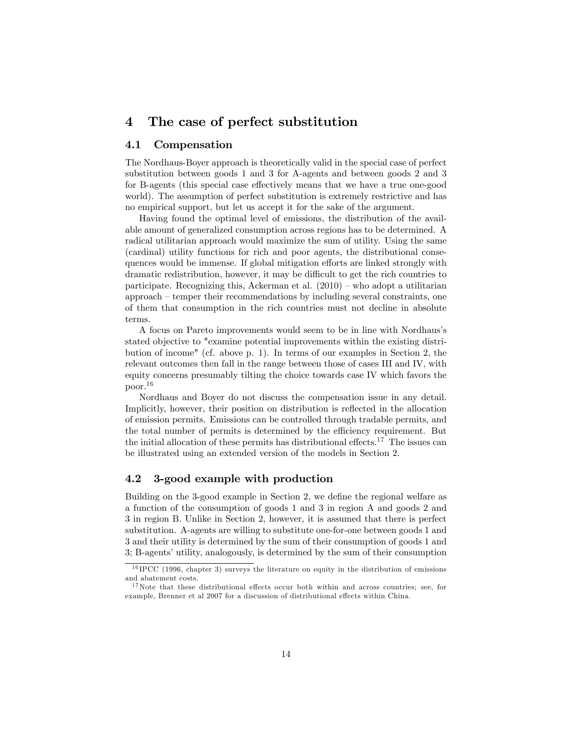# 4 The case of perfect substitution

## 4.1 Compensation

The Nordhaus-Boyer approach is theoretically valid in the special case of perfect substitution between goods 1 and 3 for A-agents and between goods 2 and 3 for B-agents (this special case effectively means that we have a true one-good world). The assumption of perfect substitution is extremely restrictive and has no empirical support, but let us accept it for the sake of the argument.

Having found the optimal level of emissions, the distribution of the available amount of generalized consumption across regions has to be determined. A radical utilitarian approach would maximize the sum of utility. Using the same (cardinal) utility functions for rich and poor agents, the distributional consequences would be immense. If global mitigation efforts are linked strongly with dramatic redistribution, however, it may be difficult to get the rich countries to participate. Recognizing this, Ackerman et al. (2010) – who adopt a utilitarian approach – temper their recommendations by including several constraints, one of them that consumption in the rich countries must not decline in absolute terms.

A focus on Pareto improvements would seem to be in line with Nordhaus's stated objective to "examine potential improvements within the existing distribution of income" (cf. above p. 1). In terms of our examples in Section 2, the relevant outcomes then fall in the range between those of cases III and IV, with equity concerns presumably tilting the choice towards case IV which favors the poor.[16]

Nordhaus and Boyer do not discuss the compensation issue in any detail. Implicitly, however, their position on distribution is reflected in the allocation of emission permits. Emissions can be controlled through tradable permits, and the total number of permits is determined by the efficiency requirement. But the initial allocation of these permits has distributional effects.[17] The issues can be illustrated using an extended version of the models in Section 2.

## 4.2 3-good example with production

Building on the 3-good example in Section 2, we define the regional welfare as a function of the consumption of goods 1 and 3 in region A and goods 2 and 3 in region B. Unlike in Section 2, however, it is assumed that there is perfect substitution. A-agents are willing to substitute one-for-one between goods 1 and 3 and their utility is determined by the sum of their consumption of goods 1 and 3; B-agents' utility, analogously, is determined by the sum of their consumption

[16] IPCC (1996, chapter 3) surveys the literature on equity in the distribution of emissions and abatement costs.

[17] Note that these distributional effects occur both within and across countries; see, for example, Brenner et al 2007 for a discussion of distributional effects within China.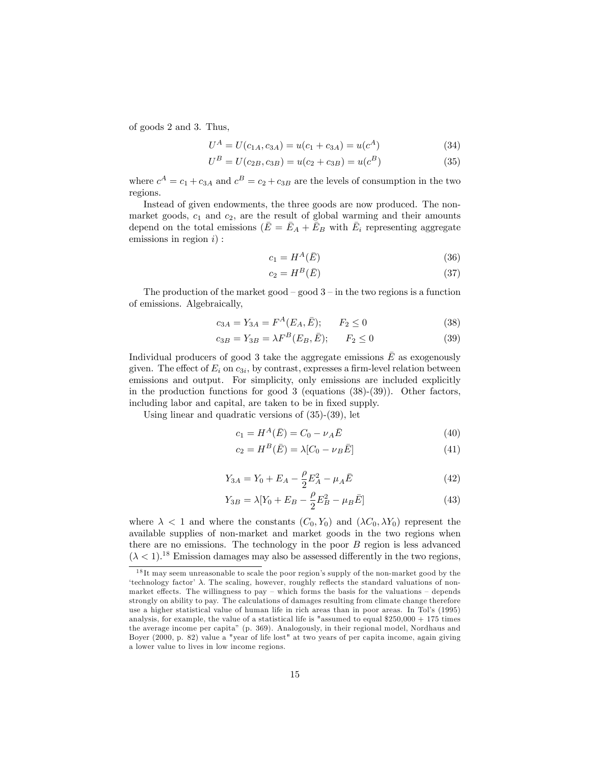of goods 2 and 3. Thus,

$$U^A = U(c_{1A}, c_{3A}) = u(c_1 + c_{3A}) = u(c^A) \tag{34}$$

$$U^B = U(c_{2B}, c_{3B}) = u(c_2 + c_{3B}) = u(c^B) \tag{35}$$

where $c^A = c_1 + c_{3A}$ and $c^B = c_2 + c_{3B}$ are the levels of consumption in the two regions.

Instead of given endowments, the three goods are now produced. The non-market goods, $c_1$ and $c_2$, are the result of global warming and their amounts depend on the total emissions ($\bar{E} = \bar{E}_A + \bar{E}_B$ with $\bar{E}_i$ representing aggregate emissions in region $i$) :

$$c_1 = H^A(\bar{E}) \tag{36}$$

$$c_2 = H^B(\bar{E}) \tag{37}$$

The production of the market good – good 3 – in the two regions is a function of emissions. Algebraically,

$$c_{3A} = Y_{3A} = F^A(E_A, \bar{E}); \qquad F_2 \leq 0 \tag{38}$$

$$c_{3B} = Y_{3B} = \lambda F^B(E_B, \bar{E}); \qquad F_2 \leq 0 \tag{39}$$

Individual producers of good 3 take the aggregate emissions $\bar{E}$ as exogenously given. The effect of $E_i$ on $c_{3i}$, by contrast, expresses a firm-level relation between emissions and output. For simplicity, only emissions are included explicitly in the production functions for good 3 (equations (38)-(39)). Other factors, including labor and capital, are taken to be in fixed supply.

Using linear and quadratic versions of (35)-(39), let

$$c_1 = H^A(\bar{E}) = C_0 - \nu_A \bar{E} \tag{40}$$

$$c_2 = H^B(\bar{E}) = \lambda[C_0 - \nu_B \bar{E}] \tag{41}$$

$$Y_{3A} = Y_0 + E_A - \frac{\rho}{2} E_A^2 - \mu_A \bar{E} \tag{42}$$

$$Y_{3B} = \lambda[Y_0 + E_B - \frac{\rho}{2} E_B^2 - \mu_B \bar{E}] \tag{43}$$

where $\lambda < 1$ and where the constants $(C_0, Y_0)$ and $(\lambda C_0, \lambda Y_0)$ represent the available supplies of non-market and market goods in the two regions when there are no emissions. The technology in the poor $B$ region is less advanced ($\lambda < 1$).[18] Emission damages may also be assessed differently in the two regions,

[18] It may seem unreasonable to scale the poor region's supply of the non-market good by the 'technology factor' $\lambda$. The scaling, however, roughly reflects the standard valuations of non-market effects. The willingness to pay – which forms the basis for the valuations – depends strongly on ability to pay. The calculations of damages resulting from climate change therefore use a higher statistical value of human life in rich areas than in poor areas. In Tol's (1995) analysis, for example, the value of a statistical life is "assumed to equal \$250,000 + 175 times the average income per capita" (p. 369). Analogously, in their regional model, Nordhaus and Boyer (2000, p. 82) value a "year of life lost" at two years of per capita income, again giving a lower value to lives in low income regions.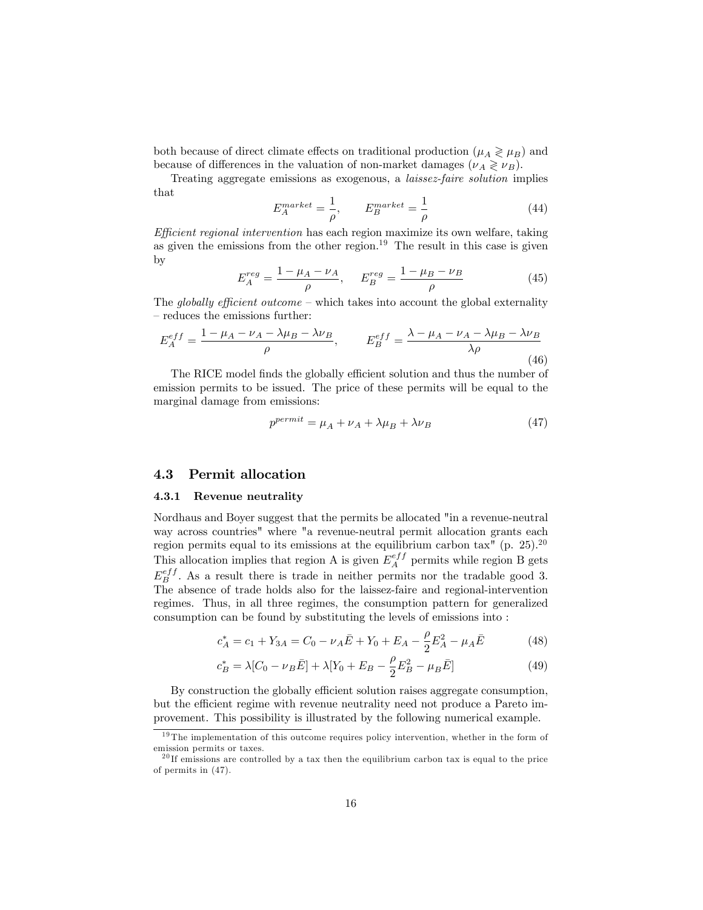both because of direct climate effects on traditional production ($\mu_A \gtrless \mu_B$) and because of differences in the valuation of non-market damages ($\nu_A \gtrless \nu_B$).

Treating aggregate emissions as exogenous, a *laissez-faire solution* implies that

$$E_A^{market} = \frac{1}{\rho}, \qquad E_B^{market} = \frac{1}{\rho} \tag{44}$$

*Efficient regional intervention* has each region maximize its own welfare, taking as given the emissions from the other region.[19] The result in this case is given by

$$E_A^{reg} = \frac{1 - \mu_A - \nu_A}{\rho}, \qquad E_B^{reg} = \frac{1 - \mu_B - \nu_B}{\rho} \tag{45}$$

The *globally efficient outcome* – which takes into account the global externality – reduces the emissions further:

$$E_A^{eff} = \frac{1 - \mu_A - \nu_A - \lambda\mu_B - \lambda\nu_B}{\rho}, \qquad E_B^{eff} = \frac{\lambda - \mu_A - \nu_A - \lambda\mu_B - \lambda\nu_B}{\lambda\rho} \tag{46}$$

The RICE model finds the globally efficient solution and thus the number of emission permits to be issued. The price of these permits will be equal to the marginal damage from emissions:

$$p^{permit} = \mu_A + \nu_A + \lambda\mu_B + \lambda\nu_B \tag{47}$$

## 4.3 Permit allocation

### 4.3.1 Revenue neutrality

Nordhaus and Boyer suggest that the permits be allocated "in a revenue-neutral way across countries" where "a revenue-neutral permit allocation grants each region permits equal to its emissions at the equilibrium carbon tax" (p. 25).[20] This allocation implies that region A is given $E_A^{eff}$ permits while region B gets $E_B^{eff}$. As a result there is trade in neither permits nor the tradable good 3. The absence of trade holds also for the laissez-faire and regional-intervention regimes. Thus, in all three regimes, the consumption pattern for generalized consumption can be found by substituting the levels of emissions into :

$$c_A^* = c_1 + Y_{3A} = C_0 - \nu_A \bar{E} + Y_0 + E_A - \frac{\rho}{2}E_A^2 - \mu_A \bar{E} \tag{48}$$

$$c_B^* = \lambda[C_0 - \nu_B \bar{E}] + \lambda[Y_0 + E_B - \frac{\rho}{2}E_B^2 - \mu_B \bar{E}] \tag{49}$$

By construction the globally efficient solution raises aggregate consumption, but the efficient regime with revenue neutrality need not produce a Pareto improvement. This possibility is illustrated by the following numerical example.

[19] The implementation of this outcome requires policy intervention, whether in the form of emission permits or taxes.

[20] If emissions are controlled by a tax then the equilibrium carbon tax is equal to the price of permits in (47).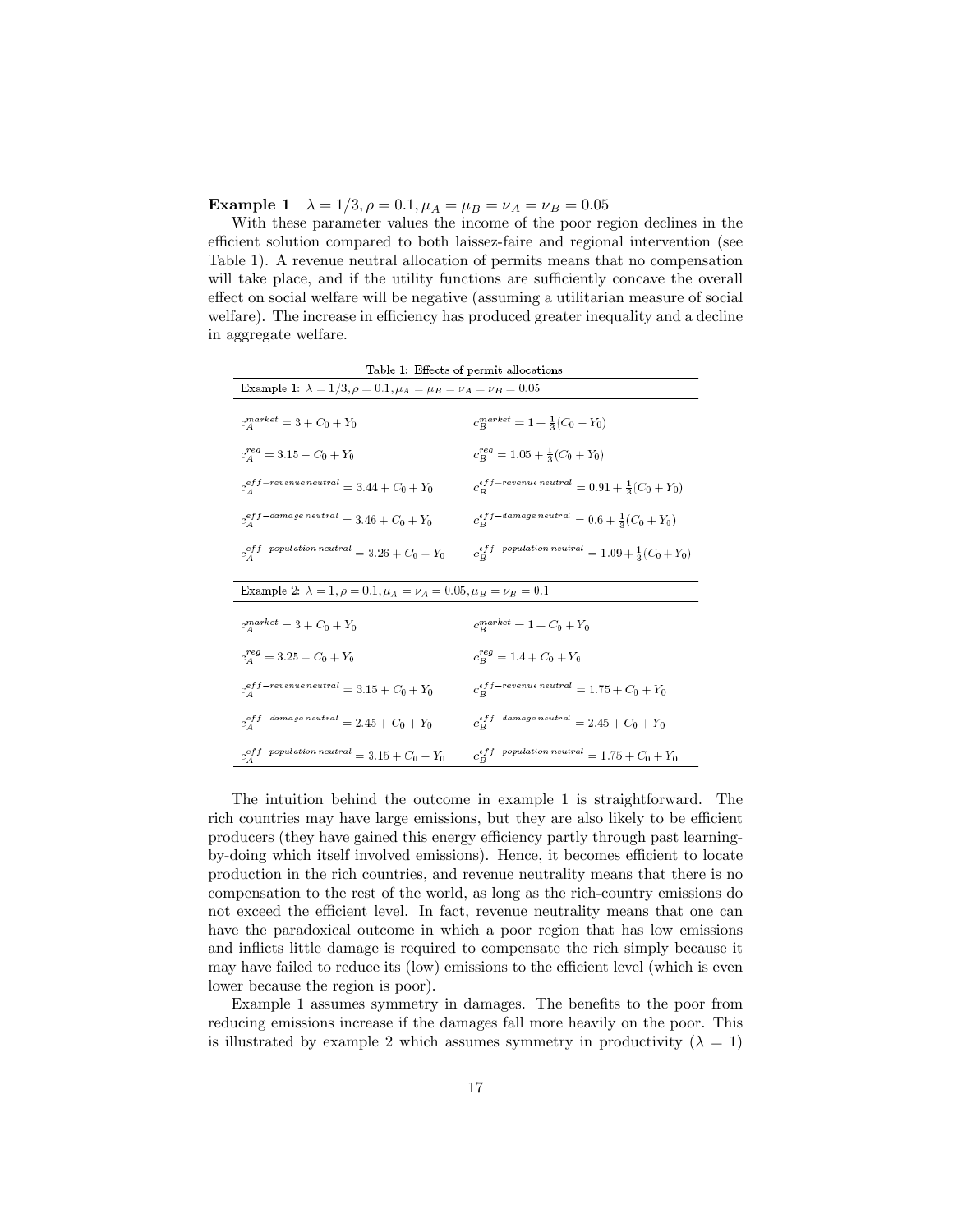**Example 1** $\lambda = 1/3, \rho = 0.1, \mu_A = \mu_B = \nu_A = \nu_B = 0.05$

With these parameter values the income of the poor region declines in the efficient solution compared to both laissez-faire and regional intervention (see Table 1). A revenue neutral allocation of permits means that no compensation will take place, and if the utility functions are sufficiently concave the overall effect on social welfare will be negative (assuming a utilitarian measure of social welfare). The increase in efficiency has produced greater inequality and a decline in aggregate welfare.

Table 1: Effects of permit allocations

| Example 1: $\lambda = 1/3, \rho = 0.1, \mu_A = \mu_B = \nu_A = \nu_B = 0.05$ | |
|---|---|
| $c_A^{market} = 3 + C_0 + Y_0$ | $c_B^{market} = 1 + \frac{1}{3}(C_0 + Y_0)$ |
| $c_A^{reg} = 3.15 + C_0 + Y_0$ | $c_B^{reg} = 1.05 + \frac{1}{3}(C_0 + Y_0)$ |
| $c_A^{eff-revenue\,neutral} = 3.44 + C_0 + Y_0$ | $c_B^{eff-revenue\,neutral} = 0.91 + \frac{1}{3}(C_0 + Y_0)$ |
| $c_A^{eff-damage\,neutral} = 3.46 + C_0 + Y_0$ | $c_B^{eff-damage\,neutral} = 0.6 + \frac{1}{3}(C_0 + Y_0)$ |
| $c_A^{eff-population\,neutral} = 3.26 + C_0 + Y_0$ | $c_B^{eff-population\,neutral} = 1.09 + \frac{1}{3}(C_0 + Y_0)$ |
| **Example 2: $\lambda = 1, \rho = 0.1, \mu_A = \nu_A = 0.05, \mu_B = \nu_B = 0.1$** | |
| $c_A^{market} = 3 + C_0 + Y_0$ | $c_B^{market} = 1 + C_0 + Y_0$ |
| $c_A^{reg} = 3.25 + C_0 + Y_0$ | $c_B^{reg} = 1.4 + C_0 + Y_0$ |
| $c_A^{eff-revenue\,neutral} = 3.15 + C_0 + Y_0$ | $c_B^{eff-revenue\,neutral} = 1.75 + C_0 + Y_0$ |
| $c_A^{eff-damage\,neutral} = 2.45 + C_0 + Y_0$ | $c_B^{eff-damage\,neutral} = 2.45 + C_0 + Y_0$ |
| $c_A^{eff-population\,neutral} = 3.15 + C_0 + Y_0$ | $c_B^{eff-population\,neutral} = 1.75 + C_0 + Y_0$ |

The intuition behind the outcome in example 1 is straightforward. The rich countries may have large emissions, but they are also likely to be efficient producers (they have gained this energy efficiency partly through past learning-by-doing which itself involved emissions). Hence, it becomes efficient to locate production in the rich countries, and revenue neutrality means that there is no compensation to the rest of the world, as long as the rich-country emissions do not exceed the efficient level. In fact, revenue neutrality means that one can have the paradoxical outcome in which a poor region that has low emissions and inflicts little damage is required to compensate the rich simply because it may have failed to reduce its (low) emissions to the efficient level (which is even lower because the region is poor).

Example 1 assumes symmetry in damages. The benefits to the poor from reducing emissions increase if the damages fall more heavily on the poor. This is illustrated by example 2 which assumes symmetry in productivity ($\lambda = 1$)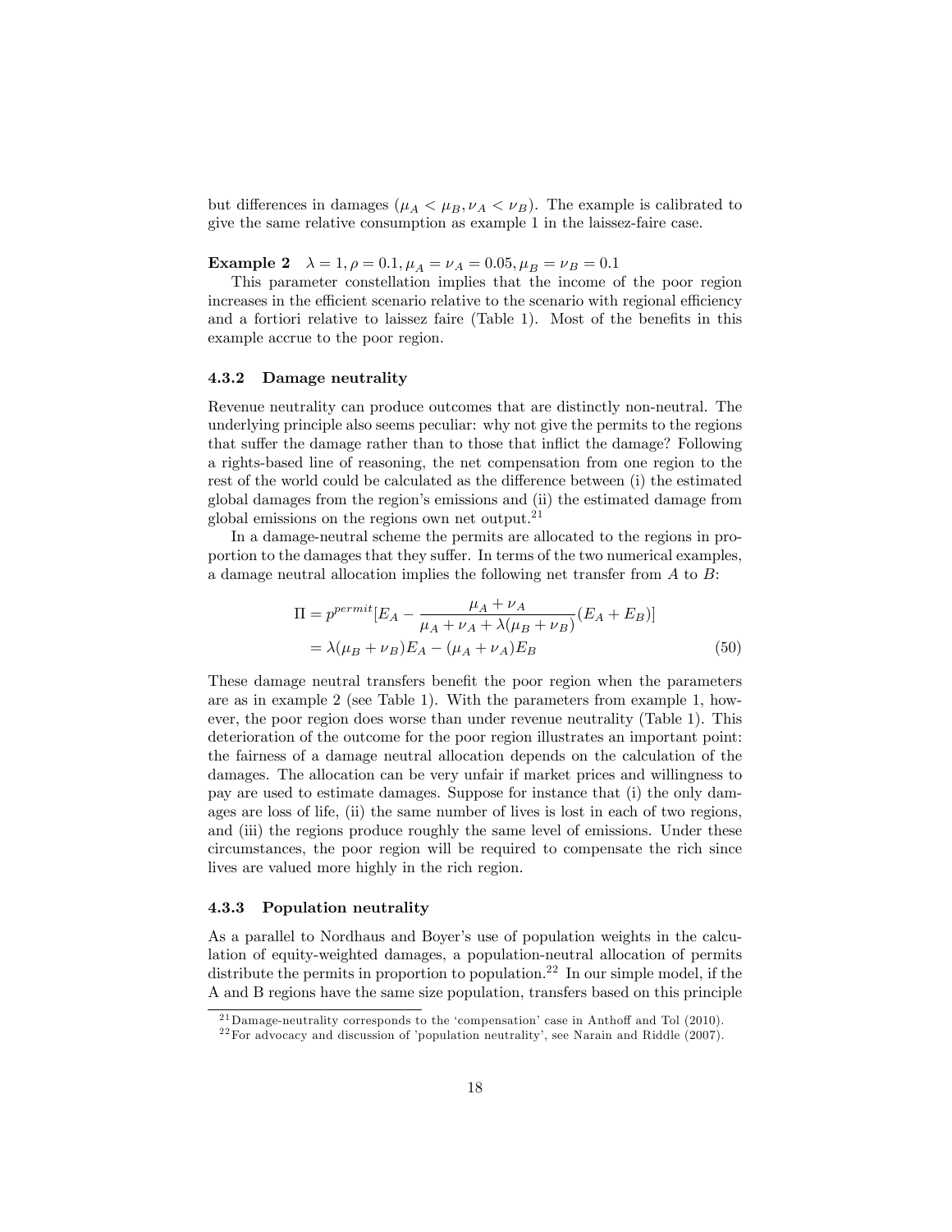but differences in damages ($\mu_A < \mu_B, \nu_A < \nu_B$). The example is calibrated to give the same relative consumption as example 1 in the laissez-faire case.

**Example 2** $\lambda = 1, \rho = 0.1, \mu_A = \nu_A = 0.05, \mu_B = \nu_B = 0.1$

This parameter constellation implies that the income of the poor region increases in the efficient scenario relative to the scenario with regional efficiency and a fortiori relative to laissez faire (Table 1). Most of the benefits in this example accrue to the poor region.

### 4.3.2 Damage neutrality

Revenue neutrality can produce outcomes that are distinctly non-neutral. The underlying principle also seems peculiar: why not give the permits to the regions that suffer the damage rather than to those that inflict the damage? Following a rights-based line of reasoning, the net compensation from one region to the rest of the world could be calculated as the difference between (i) the estimated global damages from the region's emissions and (ii) the estimated damage from global emissions on the regions own net output.[21]

In a damage-neutral scheme the permits are allocated to the regions in proportion to the damages that they suffer. In terms of the two numerical examples, a damage neutral allocation implies the following net transfer from $A$ to $B$:

$$\begin{aligned}\Pi &= p^{permit}[E_A - \frac{\mu_A + \nu_A}{\mu_A + \nu_A + \lambda(\mu_B + \nu_B)}(E_A + E_B)] \\ &= \lambda(\mu_B + \nu_B)E_A - (\mu_A + \nu_A)E_B \qquad (50)\end{aligned}$$

These damage neutral transfers benefit the poor region when the parameters are as in example 2 (see Table 1). With the parameters from example 1, however, the poor region does worse than under revenue neutrality (Table 1). This deterioration of the outcome for the poor region illustrates an important point: the fairness of a damage neutral allocation depends on the calculation of the damages. The allocation can be very unfair if market prices and willingness to pay are used to estimate damages. Suppose for instance that (i) the only damages are loss of life, (ii) the same number of lives is lost in each of two regions, and (iii) the regions produce roughly the same level of emissions. Under these circumstances, the poor region will be required to compensate the rich since lives are valued more highly in the rich region.

### 4.3.3 Population neutrality

As a parallel to Nordhaus and Boyer's use of population weights in the calculation of equity-weighted damages, a population-neutral allocation of permits distribute the permits in proportion to population.[22] In our simple model, if the A and B regions have the same size population, transfers based on this principle

[21] Damage-neutrality corresponds to the 'compensation' case in Anthoff and Tol (2010).

[22] For advocacy and discussion of 'population neutrality', see Narain and Riddle (2007).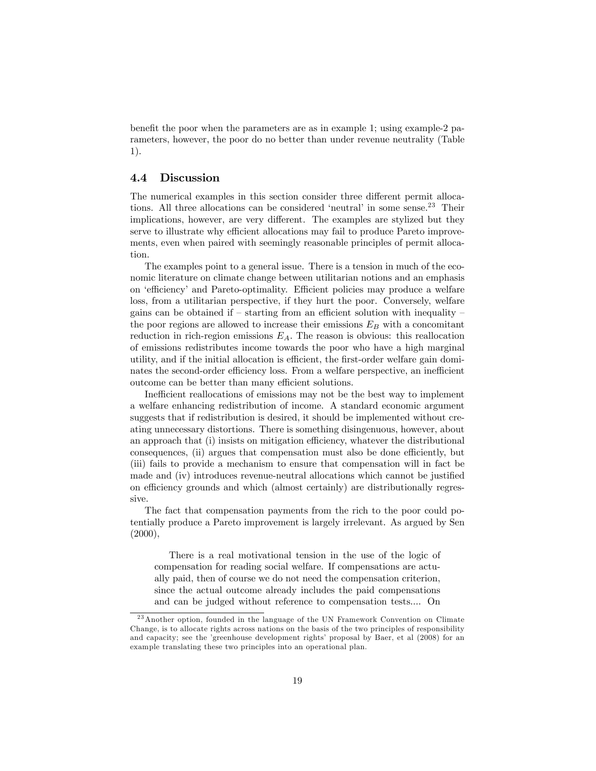benefit the poor when the parameters are as in example 1; using example-2 parameters, however, the poor do no better than under revenue neutrality (Table 1).

### 4.4 Discussion

The numerical examples in this section consider three different permit allocations. All three allocations can be considered 'neutral' in some sense.[23] Their implications, however, are very different. The examples are stylized but they serve to illustrate why efficient allocations may fail to produce Pareto improvements, even when paired with seemingly reasonable principles of permit allocation.

The examples point to a general issue. There is a tension in much of the economic literature on climate change between utilitarian notions and an emphasis on 'efficiency' and Pareto-optimality. Efficient policies may produce a welfare loss, from a utilitarian perspective, if they hurt the poor. Conversely, welfare gains can be obtained if – starting from an efficient solution with inequality – the poor regions are allowed to increase their emissions $E_B$ with a concomitant reduction in rich-region emissions $E_A$. The reason is obvious: this reallocation of emissions redistributes income towards the poor who have a high marginal utility, and if the initial allocation is efficient, the first-order welfare gain dominates the second-order efficiency loss. From a welfare perspective, an inefficient outcome can be better than many efficient solutions.

Inefficient reallocations of emissions may not be the best way to implement a welfare enhancing redistribution of income. A standard economic argument suggests that if redistribution is desired, it should be implemented without creating unnecessary distortions. There is something disingenuous, however, about an approach that (i) insists on mitigation efficiency, whatever the distributional consequences, (ii) argues that compensation must also be done efficiently, but (iii) fails to provide a mechanism to ensure that compensation will in fact be made and (iv) introduces revenue-neutral allocations which cannot be justified on efficiency grounds and which (almost certainly) are distributionally regressive.

The fact that compensation payments from the rich to the poor could potentially produce a Pareto improvement is largely irrelevant. As argued by Sen (2000),

> There is a real motivational tension in the use of the logic of compensation for reading social welfare. If compensations are actually paid, then of course we do not need the compensation criterion, since the actual outcome already includes the paid compensations and can be judged without reference to compensation tests.... On

[23] Another option, founded in the language of the UN Framework Convention on Climate Change, is to allocate rights across nations on the basis of the two principles of responsibility and capacity; see the 'greenhouse development rights' proposal by Baer, et al (2008) for an example translating these two principles into an operational plan.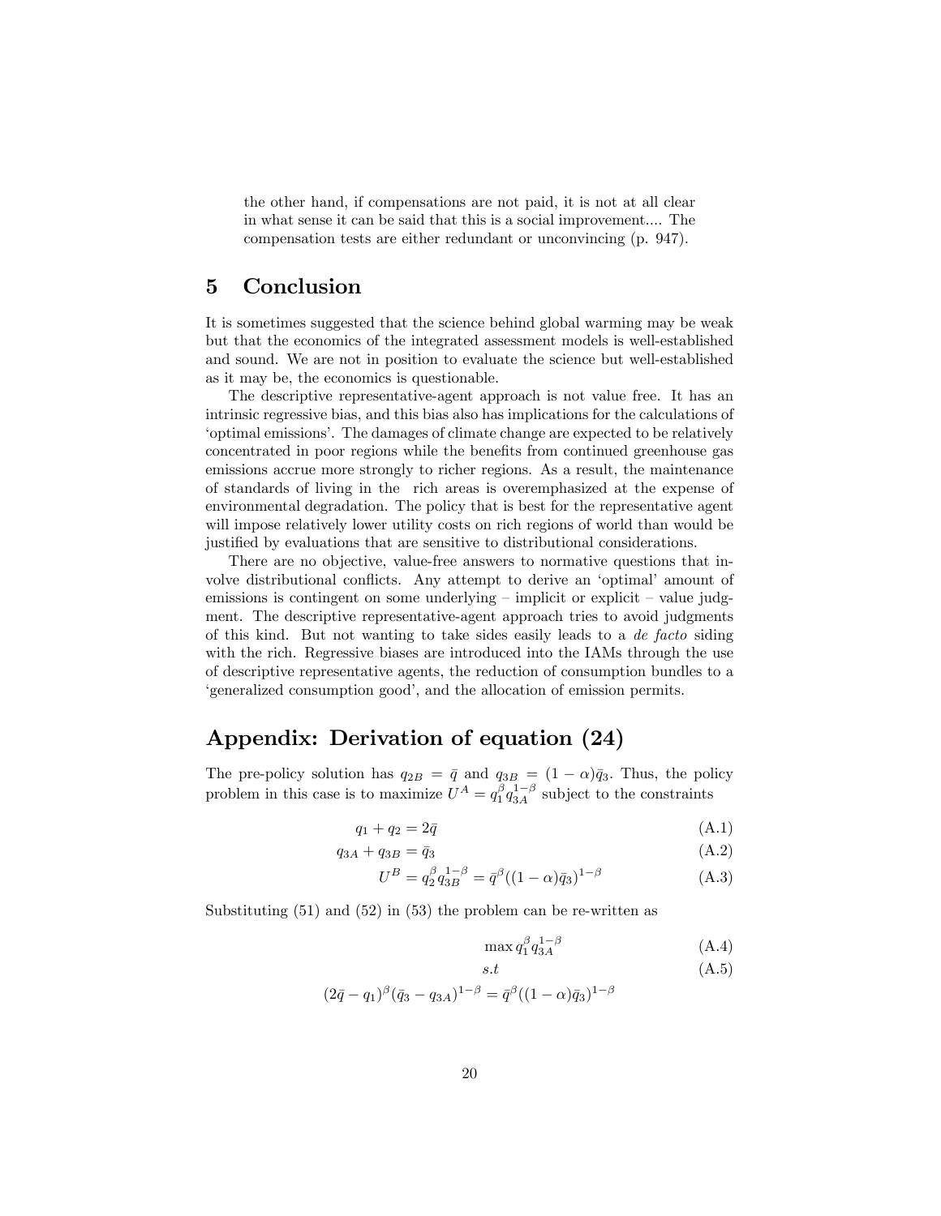the other hand, if compensations are not paid, it is not at all clear in what sense it can be said that this is a social improvement.... The compensation tests are either redundant or unconvincing (p. 947).

## 5 Conclusion

It is sometimes suggested that the science behind global warming may be weak but that the economics of the integrated assessment models is well-established and sound. We are not in position to evaluate the science but well-established as it may be, the economics is questionable.

The descriptive representative-agent approach is not value free. It has an intrinsic regressive bias, and this bias also has implications for the calculations of 'optimal emissions'. The damages of climate change are expected to be relatively concentrated in poor regions while the benefits from continued greenhouse gas emissions accrue more strongly to richer regions. As a result, the maintenance of standards of living in the rich areas is overemphasized at the expense of environmental degradation. The policy that is best for the representative agent will impose relatively lower utility costs on rich regions of world than would be justified by evaluations that are sensitive to distributional considerations.

There are no objective, value-free answers to normative questions that involve distributional conflicts. Any attempt to derive an 'optimal' amount of emissions is contingent on some underlying – implicit or explicit – value judgment. The descriptive representative-agent approach tries to avoid judgments of this kind. But not wanting to take sides easily leads to a *de facto* siding with the rich. Regressive biases are introduced into the IAMs through the use of descriptive representative agents, the reduction of consumption bundles to a 'generalized consumption good', and the allocation of emission permits.

## Appendix: Derivation of equation (24)

The pre-policy solution has $q_{2B} = \bar{q}$ and $q_{3B} = (1-\alpha)\bar{q}_3$. Thus, the policy problem in this case is to maximize $U^A = q_1^{\beta} q_{3A}^{1-\beta}$ subject to the constraints

$$q_1 + q_2 = 2\bar{q} \tag{A.1}$$

$$q_{3A} + q_{3B} = \bar{q}_3 \tag{A.2}$$

$$U^B = q_2^{\beta} q_{3B}^{1-\beta} = \bar{q}^{\beta}((1-\alpha)\bar{q}_3)^{1-\beta} \tag{A.3}$$

Substituting (51) and (52) in (53) the problem can be re-written as

$$\max q_1^{\beta} q_{3A}^{1-\beta} \tag{A.4}$$

$$s.t \tag{A.5}$$

$$(2\bar{q} - q_1)^{\beta}(\bar{q}_3 - q_{3A})^{1-\beta} = \bar{q}^{\beta}((1-\alpha)\bar{q}_3)^{1-\beta}$$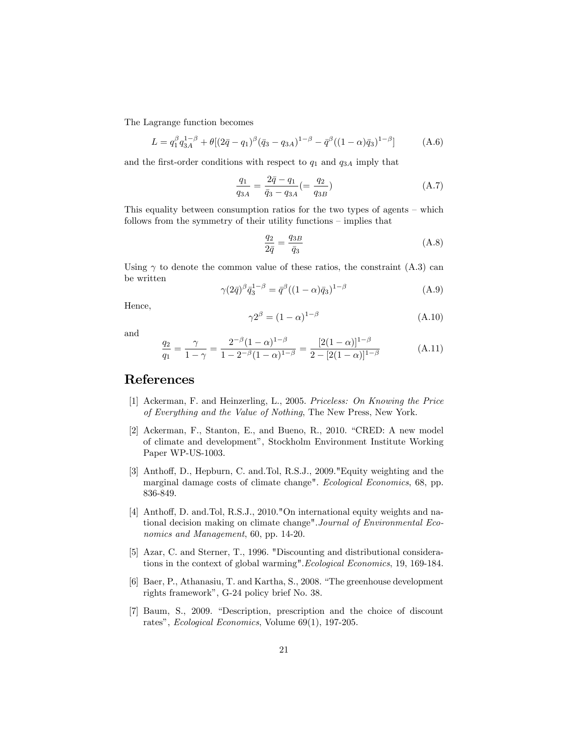The Lagrange function becomes

$$L = q_1^{\beta} q_{3A}^{1-\beta} + \theta[(2\bar{q} - q_1)^{\beta}(\bar{q}_3 - q_{3A})^{1-\beta} - \bar{q}^{\beta}((1-\alpha)\bar{q}_3)^{1-\beta}] \tag{A.6}$$

and the first-order conditions with respect to $q_1$ and $q_{3A}$ imply that

$$\frac{q_1}{q_{3A}} = \frac{2\bar{q} - q_1}{\bar{q}_3 - q_{3A}} (= \frac{q_2}{q_{3B}}) \tag{A.7}$$

This equality between consumption ratios for the two types of agents – which follows from the symmetry of their utility functions – implies that

$$\frac{q_2}{2\bar{q}} = \frac{q_{3B}}{\bar{q}_3} \tag{A.8}$$

Using $\gamma$ to denote the common value of these ratios, the constraint (A.3) can be written

$$\gamma(2\bar{q})^{\beta}\bar{q}_3^{1-\beta} = \bar{q}^{\beta}((1-\alpha)\bar{q}_3)^{1-\beta} \tag{A.9}$$

Hence,

$$\gamma 2^{\beta} = (1-\alpha)^{1-\beta} \tag{A.10}$$

and

$$\frac{q_2}{q_1} = \frac{\gamma}{1-\gamma} = \frac{2^{-\beta}(1-\alpha)^{1-\beta}}{1 - 2^{-\beta}(1-\alpha)^{1-\beta}} = \frac{[2(1-\alpha)]^{1-\beta}}{2 - [2(1-\alpha)]^{1-\beta}} \tag{A.11}$$

# References

[1] Ackerman, F. and Heinzerling, L., 2005. *Priceless: On Knowing the Price of Everything and the Value of Nothing*, The New Press, New York.

[2] Ackerman, F., Stanton, E., and Bueno, R., 2010. "CRED: A new model of climate and development", Stockholm Environment Institute Working Paper WP-US-1003.

[3] Anthoff, D., Hepburn, C. and.Tol, R.S.J., 2009."Equity weighting and the marginal damage costs of climate change". *Ecological Economics*, 68, pp. 836-849.

[4] Anthoff, D. and.Tol, R.S.J., 2010."On international equity weights and national decision making on climate change".*Journal of Environmental Economics and Management*, 60, pp. 14-20.

[5] Azar, C. and Sterner, T., 1996. "Discounting and distributional considerations in the context of global warming".*Ecological Economics*, 19, 169-184.

[6] Baer, P., Athanasiu, T. and Kartha, S., 2008. "The greenhouse development rights framework", G-24 policy brief No. 38.

[7] Baum, S., 2009. "Description, prescription and the choice of discount rates", *Ecological Economics*, Volume 69(1), 197-205.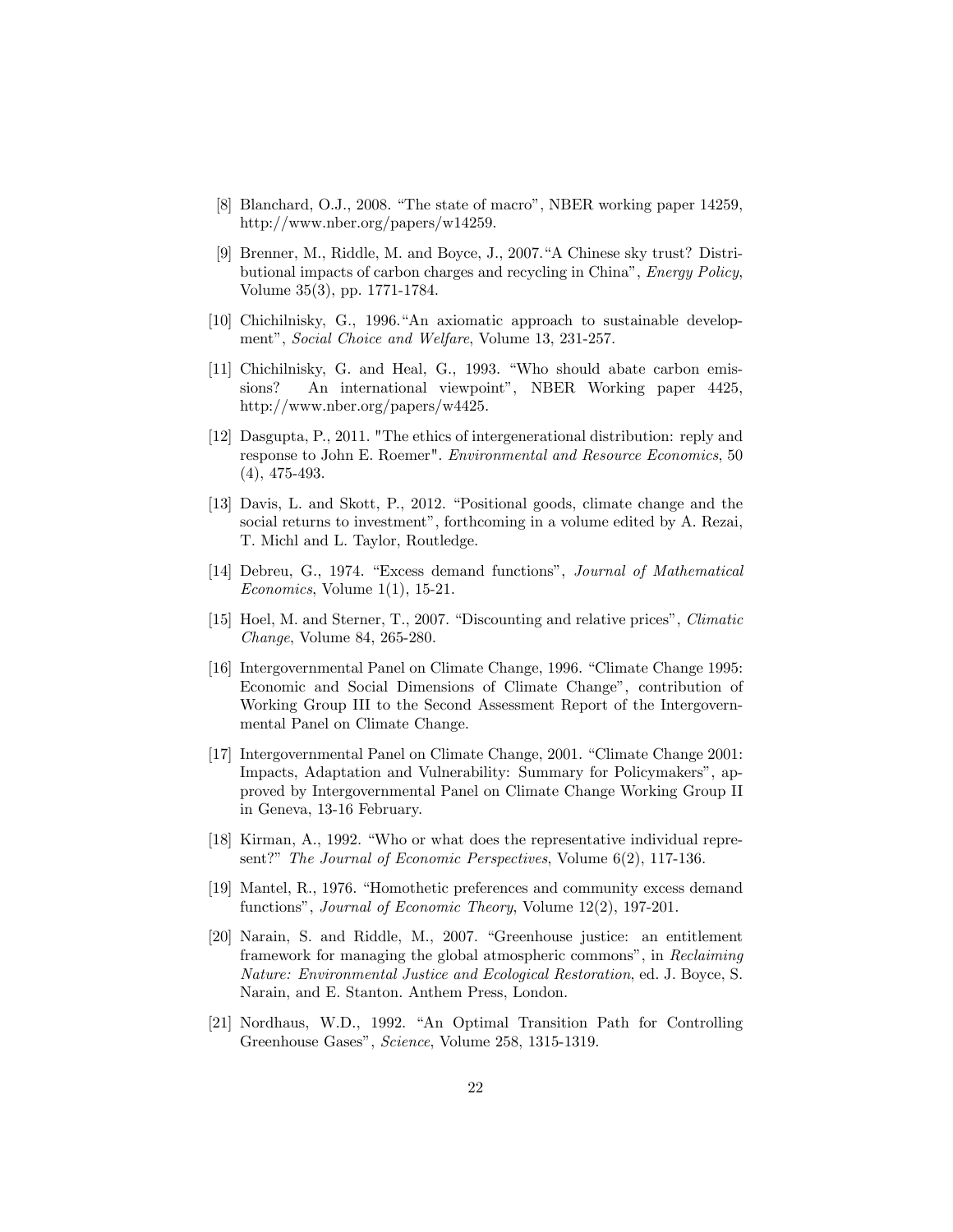[8] Blanchard, O.J., 2008. "The state of macro", NBER working paper 14259, http://www.nber.org/papers/w14259.

[9] Brenner, M., Riddle, M. and Boyce, J., 2007."A Chinese sky trust? Distributional impacts of carbon charges and recycling in China", *Energy Policy*, Volume 35(3), pp. 1771-1784.

[10] Chichilnisky, G., 1996."An axiomatic approach to sustainable development", *Social Choice and Welfare*, Volume 13, 231-257.

[11] Chichilnisky, G. and Heal, G., 1993. "Who should abate carbon emissions? An international viewpoint", NBER Working paper 4425, http://www.nber.org/papers/w4425.

[12] Dasgupta, P., 2011. "The ethics of intergenerational distribution: reply and response to John E. Roemer". *Environmental and Resource Economics*, 50 (4), 475-493.

[13] Davis, L. and Skott, P., 2012. "Positional goods, climate change and the social returns to investment", forthcoming in a volume edited by A. Rezai, T. Michl and L. Taylor, Routledge.

[14] Debreu, G., 1974. "Excess demand functions", *Journal of Mathematical Economics*, Volume 1(1), 15-21.

[15] Hoel, M. and Sterner, T., 2007. "Discounting and relative prices", *Climatic Change*, Volume 84, 265-280.

[16] Intergovernmental Panel on Climate Change, 1996. "Climate Change 1995: Economic and Social Dimensions of Climate Change", contribution of Working Group III to the Second Assessment Report of the Intergovernmental Panel on Climate Change.

[17] Intergovernmental Panel on Climate Change, 2001. "Climate Change 2001: Impacts, Adaptation and Vulnerability: Summary for Policymakers", approved by Intergovernmental Panel on Climate Change Working Group II in Geneva, 13-16 February.

[18] Kirman, A., 1992. "Who or what does the representative individual represent?" *The Journal of Economic Perspectives*, Volume 6(2), 117-136.

[19] Mantel, R., 1976. "Homothetic preferences and community excess demand functions", *Journal of Economic Theory*, Volume 12(2), 197-201.

[20] Narain, S. and Riddle, M., 2007. "Greenhouse justice: an entitlement framework for managing the global atmospheric commons", in *Reclaiming Nature: Environmental Justice and Ecological Restoration*, ed. J. Boyce, S. Narain, and E. Stanton. Anthem Press, London.

[21] Nordhaus, W.D., 1992. "An Optimal Transition Path for Controlling Greenhouse Gases", *Science*, Volume 258, 1315-1319.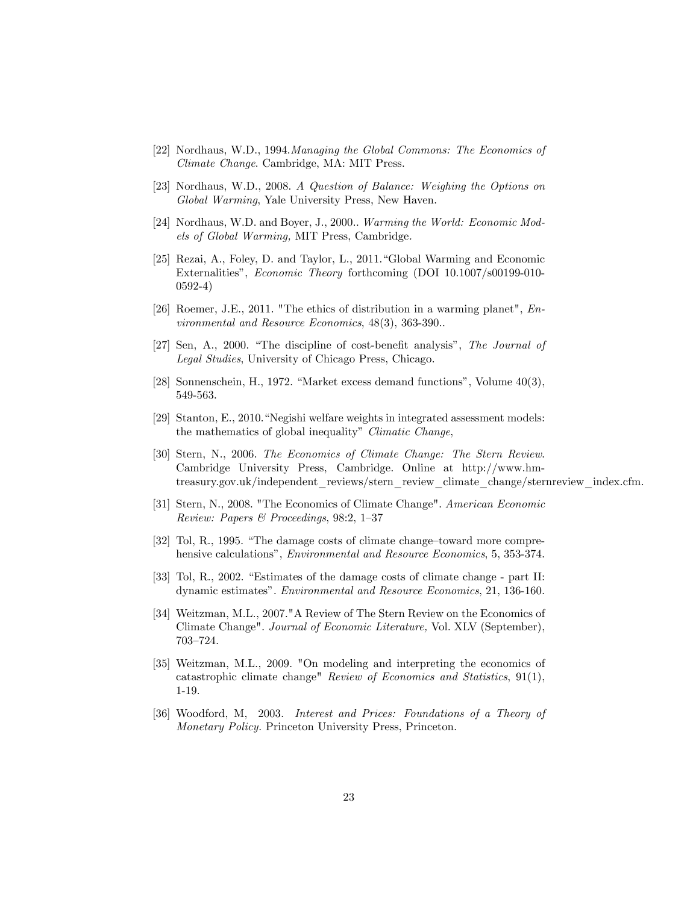[22] Nordhaus, W.D., 1994.*Managing the Global Commons: The Economics of Climate Change*. Cambridge, MA: MIT Press.

[23] Nordhaus, W.D., 2008. *A Question of Balance: Weighing the Options on Global Warming*, Yale University Press, New Haven.

[24] Nordhaus, W.D. and Boyer, J., 2000.. *Warming the World: Economic Models of Global Warming,* MIT Press, Cambridge.

[25] Rezai, A., Foley, D. and Taylor, L., 2011."Global Warming and Economic Externalities", *Economic Theory* forthcoming (DOI 10.1007/s00199-010-0592-4)

[26] Roemer, J.E., 2011. "The ethics of distribution in a warming planet", *Environmental and Resource Economics*, 48(3), 363-390..

[27] Sen, A., 2000. "The discipline of cost-benefit analysis", *The Journal of Legal Studies*, University of Chicago Press, Chicago.

[28] Sonnenschein, H., 1972. "Market excess demand functions", Volume 40(3), 549-563.

[29] Stanton, E., 2010."Negishi welfare weights in integrated assessment models: the mathematics of global inequality" *Climatic Change*,

[30] Stern, N., 2006. *The Economics of Climate Change: The Stern Review*. Cambridge University Press, Cambridge. Online at http://www.hm-treasury.gov.uk/independent_reviews/stern_review_climate_change/sternreview_index.cfm.

[31] Stern, N., 2008. "The Economics of Climate Change". *American Economic Review: Papers & Proceedings*, 98:2, 1–37

[32] Tol, R., 1995. "The damage costs of climate change–toward more comprehensive calculations", *Environmental and Resource Economics*, 5, 353-374.

[33] Tol, R., 2002. "Estimates of the damage costs of climate change - part II: dynamic estimates". *Environmental and Resource Economics*, 21, 136-160.

[34] Weitzman, M.L., 2007."A Review of The Stern Review on the Economics of Climate Change". *Journal of Economic Literature,* Vol. XLV (September), 703–724.

[35] Weitzman, M.L., 2009. "On modeling and interpreting the economics of catastrophic climate change" *Review of Economics and Statistics*, 91(1), 1-19.

[36] Woodford, M, 2003. *Interest and Prices: Foundations of a Theory of Monetary Policy.* Princeton University Press, Princeton.